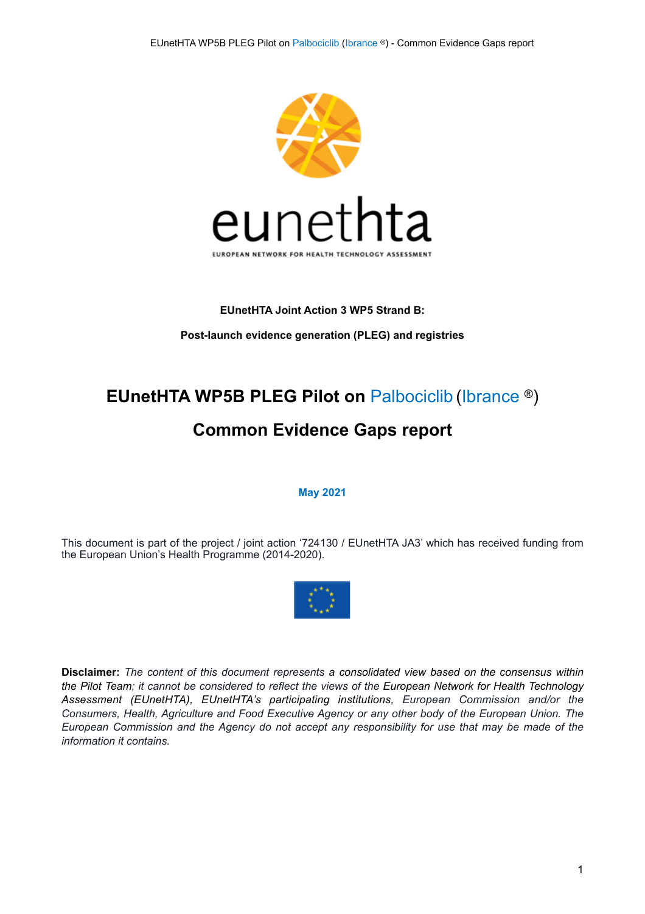eunethta

EUROPEAN NETWORK FOR HEALTH TECHNOLOGY ASSESSMENT

**EUnetHTA Joint Action 3 WP5 Strand B:**

**Post-launch evidence generation (PLEG) and registries**

# EUnetHTA WP5B PLEG Pilot on Palbociclib (Ibrance ®)

# Common Evidence Gaps report

**May 2021**

This document is part of the project / joint action '724130 / EUnetHTA JA3' which has received funding from the European Union's Health Programme (2014-2020).

**Disclaimer:** *The content of this document represents a consolidated view based on the consensus within the Pilot Team; it cannot be considered to reflect the views of the European Network for Health Technology Assessment (EUnetHTA), EUnetHTA's participating institutions, European Commission and/or the Consumers, Health, Agriculture and Food Executive Agency or any other body of the European Union. The European Commission and the Agency do not accept any responsibility for use that may be made of the information it contains.*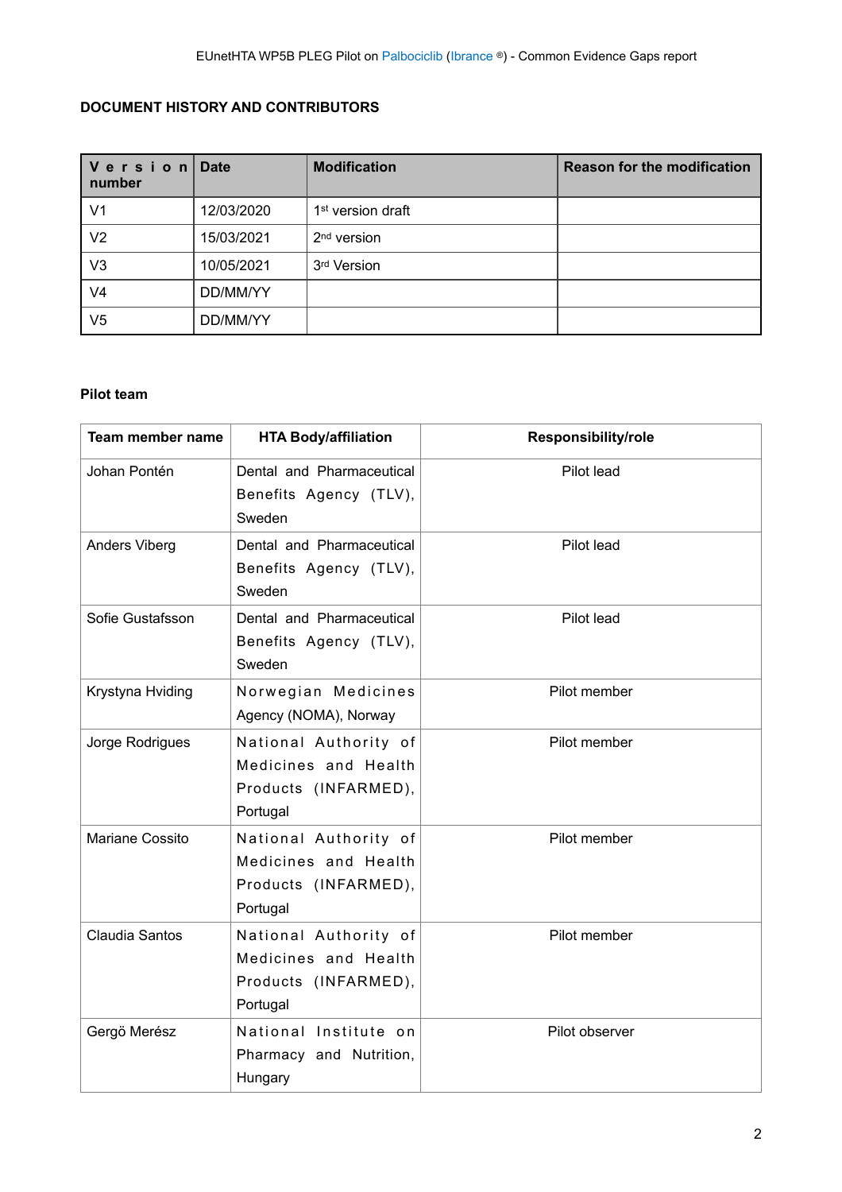**DOCUMENT HISTORY AND CONTRIBUTORS**

| Version number | Date | Modification | Reason for the modification |
|---|---|---|---|
| V1 | 12/03/2020 | 1st version draft | |
| V2 | 15/03/2021 | 2nd version | |
| V3 | 10/05/2021 | 3rd Version | |
| V4 | DD/MM/YY | | |
| V5 | DD/MM/YY | | |

**Pilot team**

| Team member name | HTA Body/affiliation | Responsibility/role |
|---|---|---|
| Johan Pontén | Dental and Pharmaceutical Benefits Agency (TLV), Sweden | Pilot lead |
| Anders Viberg | Dental and Pharmaceutical Benefits Agency (TLV), Sweden | Pilot lead |
| Sofie Gustafsson | Dental and Pharmaceutical Benefits Agency (TLV), Sweden | Pilot lead |
| Krystyna Hviding | Norwegian Medicines Agency (NOMA), Norway | Pilot member |
| Jorge Rodrigues | National Authority of Medicines and Health Products (INFARMED), Portugal | Pilot member |
| Mariane Cossito | National Authority of Medicines and Health Products (INFARMED), Portugal | Pilot member |
| Claudia Santos | National Authority of Medicines and Health Products (INFARMED), Portugal | Pilot member |
| Gergö Merész | National Institute on Pharmacy and Nutrition, Hungary | Pilot observer |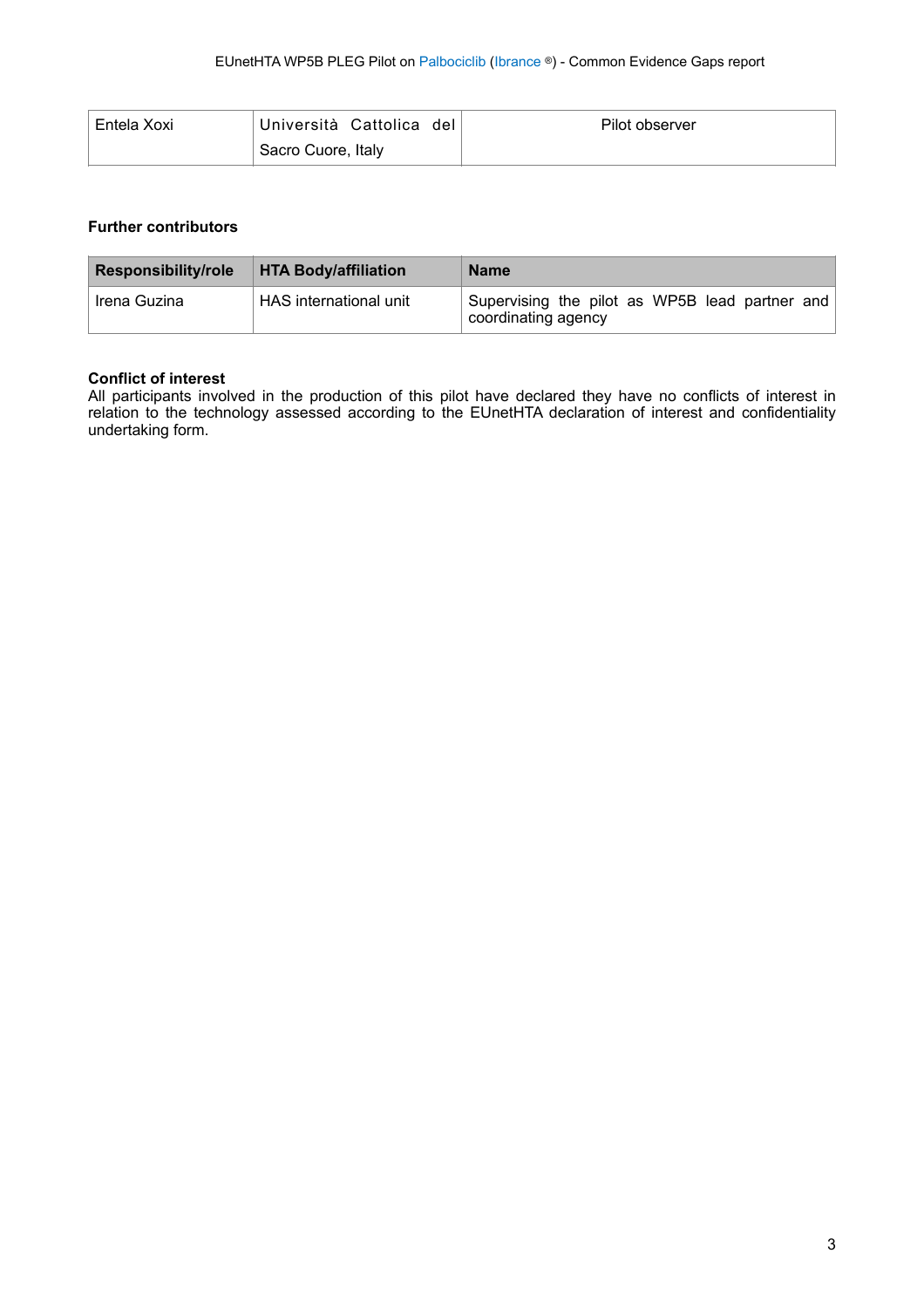| Entela Xoxi | Università Cattolica del Sacro Cuore, Italy | Pilot observer |
|---|---|---|

**Further contributors**

| Responsibility/role | HTA Body/affiliation | Name |
|---|---|---|
| Irena Guzina | HAS international unit | Supervising the pilot as WP5B lead partner and coordinating agency |

**Conflict of interest**

All participants involved in the production of this pilot have declared they have no conflicts of interest in relation to the technology assessed according to the EUnetHTA declaration of interest and confidentiality undertaking form.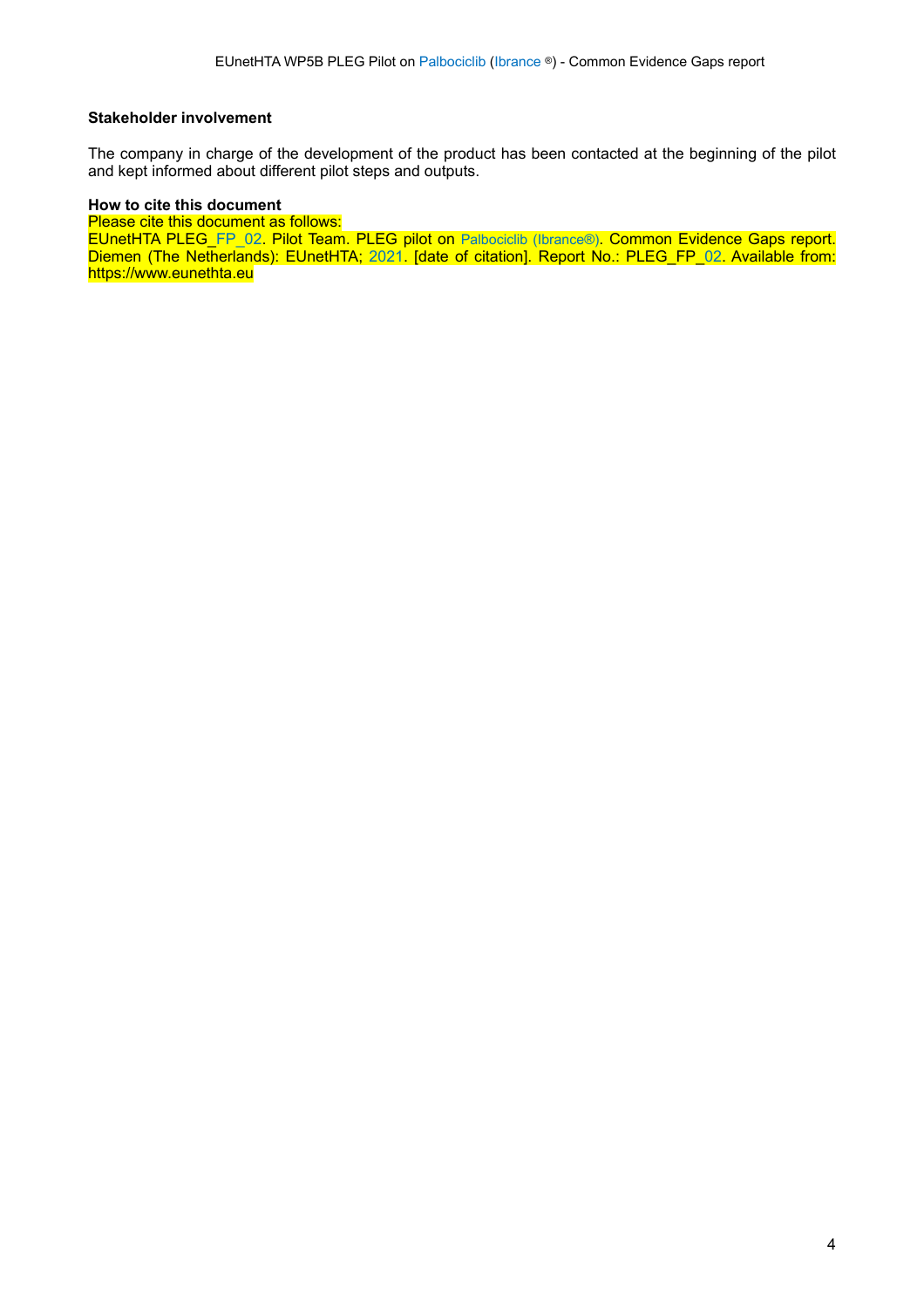**Stakeholder involvement**

The company in charge of the development of the product has been contacted at the beginning of the pilot and kept informed about different pilot steps and outputs.

**How to cite this document**

Please cite this document as follows:

EUnetHTA PLEG_FP_02. Pilot Team. PLEG pilot on Palbociclib (Ibrance®). Common Evidence Gaps report. Diemen (The Netherlands): EUnetHTA; 2021. [date of citation]. Report No.: PLEG_FP_02. Available from: https://www.eunethta.eu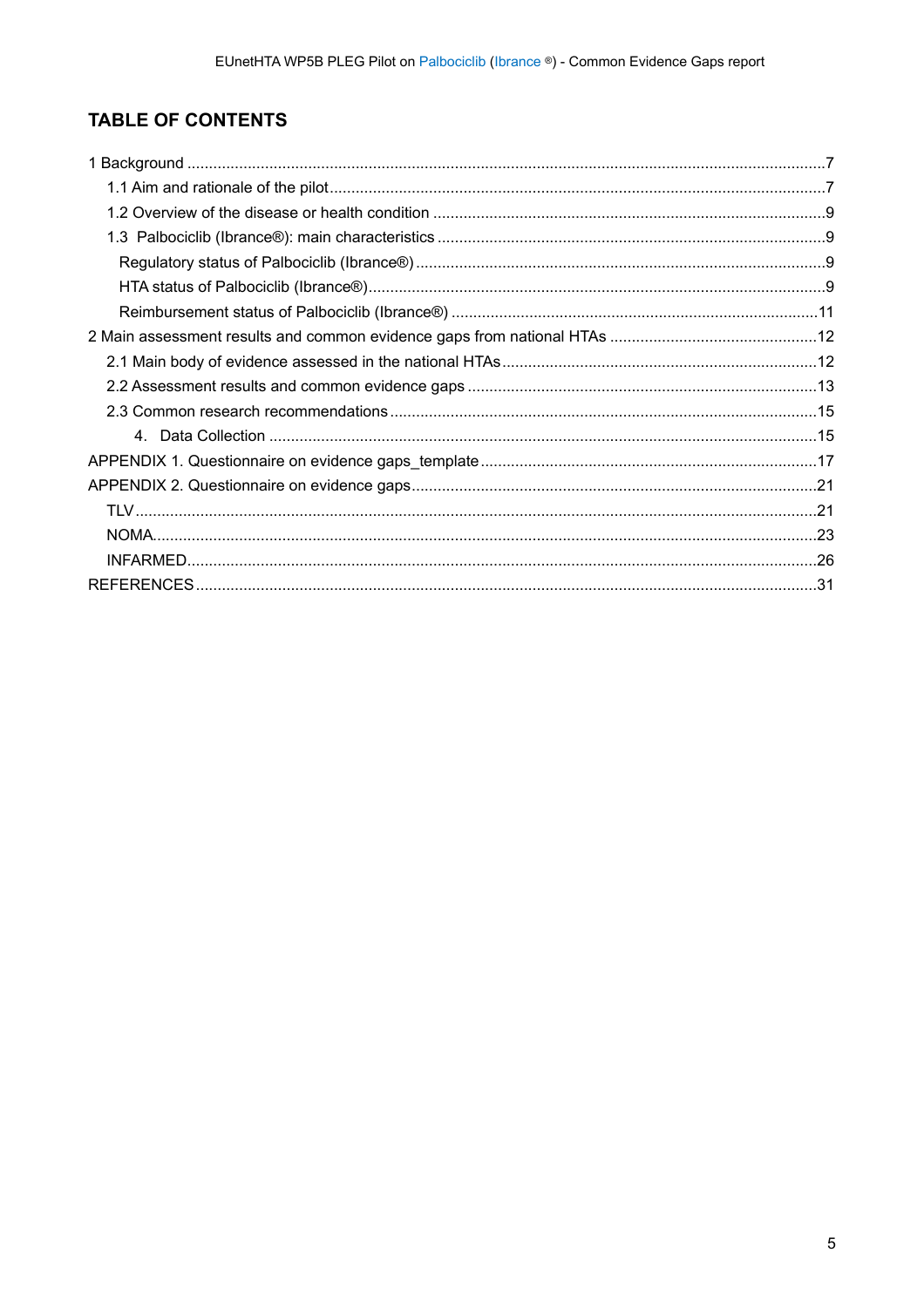## TABLE OF CONTENTS

1 Background .....7

- 1.1 Aim and rationale of the pilot .....7
- 1.2 Overview of the disease or health condition .....9
- 1.3 Palbociclib (Ibrance®): main characteristics .....9
  - Regulatory status of Palbociclib (Ibrance®) .....9
  - HTA status of Palbociclib (Ibrance®) .....9
  - Reimbursement status of Palbociclib (Ibrance®) .....11

2 Main assessment results and common evidence gaps from national HTAs .....12

- 2.1 Main body of evidence assessed in the national HTAs .....12
- 2.2 Assessment results and common evidence gaps .....13
- 2.3 Common research recommendations .....15
  - 4. Data Collection .....15

APPENDIX 1. Questionnaire on evidence gaps_template .....17

APPENDIX 2. Questionnaire on evidence gaps .....21

- TLV .....21
- NOMA .....23
- INFARMED .....26

REFERENCES .....31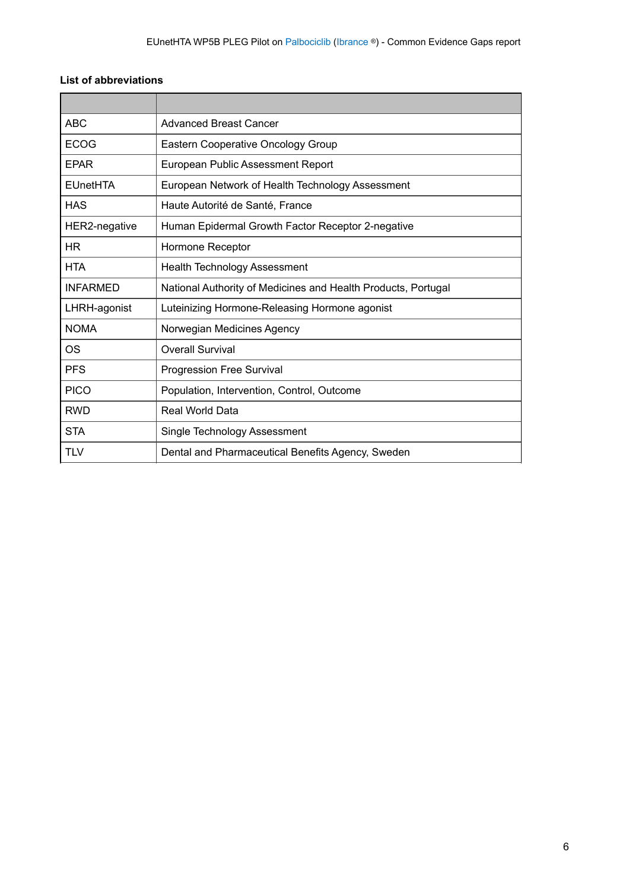**List of abbreviations**

| | |
|---|---|
| ABC | Advanced Breast Cancer |
| ECOG | Eastern Cooperative Oncology Group |
| EPAR | European Public Assessment Report |
| EUnetHTA | European Network of Health Technology Assessment |
| HAS | Haute Autorité de Santé, France |
| HER2-negative | Human Epidermal Growth Factor Receptor 2-negative |
| HR | Hormone Receptor |
| HTA | Health Technology Assessment |
| INFARMED | National Authority of Medicines and Health Products, Portugal |
| LHRH-agonist | Luteinizing Hormone-Releasing Hormone agonist |
| NOMA | Norwegian Medicines Agency |
| OS | Overall Survival |
| PFS | Progression Free Survival |
| PICO | Population, Intervention, Control, Outcome |
| RWD | Real World Data |
| STA | Single Technology Assessment |
| TLV | Dental and Pharmaceutical Benefits Agency, Sweden |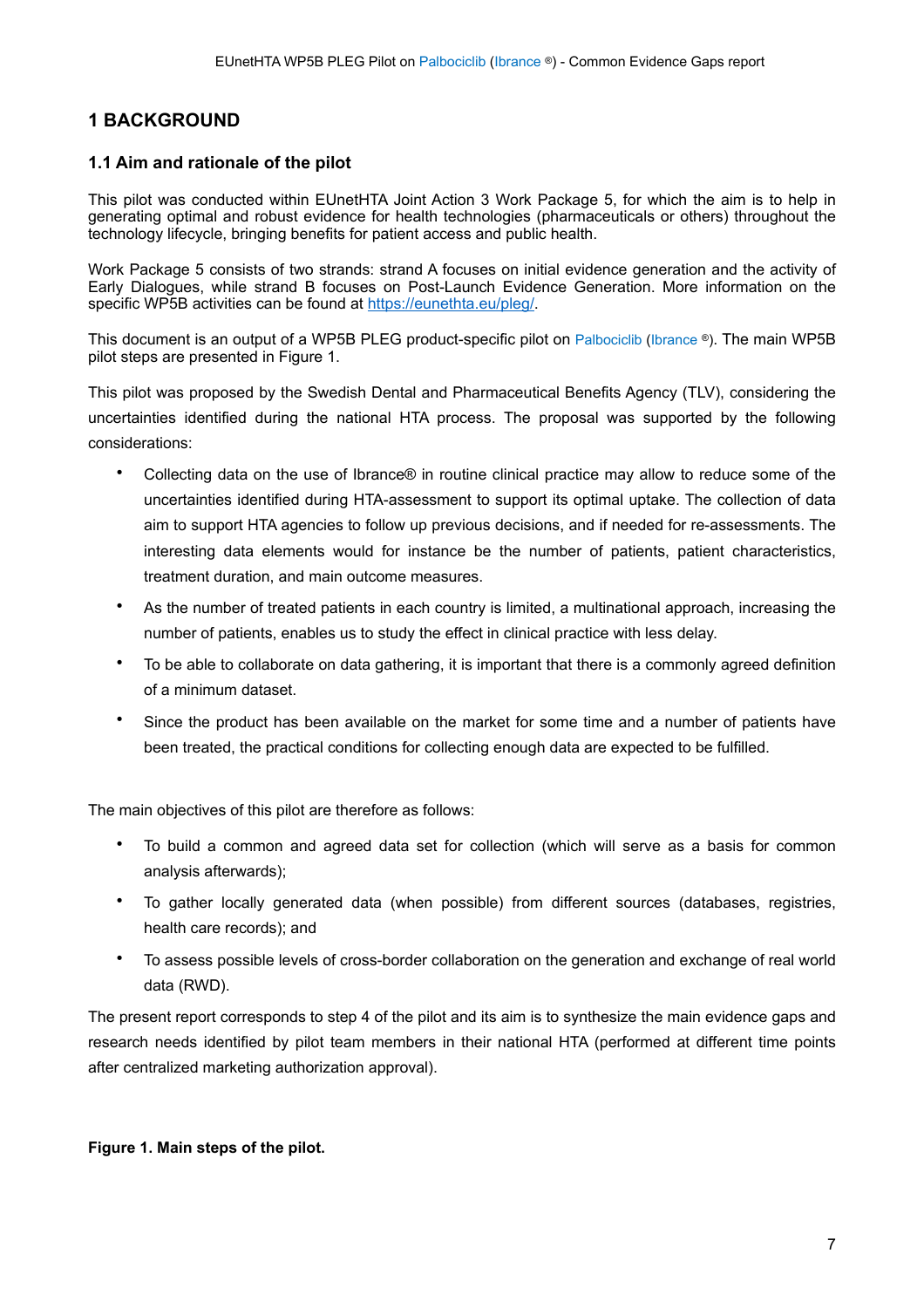# 1 BACKGROUND

## 1.1 Aim and rationale of the pilot

This pilot was conducted within EUnetHTA Joint Action 3 Work Package 5, for which the aim is to help in generating optimal and robust evidence for health technologies (pharmaceuticals or others) throughout the technology lifecycle, bringing benefits for patient access and public health.

Work Package 5 consists of two strands: strand A focuses on initial evidence generation and the activity of Early Dialogues, while strand B focuses on Post-Launch Evidence Generation. More information on the specific WP5B activities can be found at https://eunethta.eu/pleg/.

This document is an output of a WP5B PLEG product-specific pilot on Palbociclib (Ibrance ®). The main WP5B pilot steps are presented in Figure 1.

This pilot was proposed by the Swedish Dental and Pharmaceutical Benefits Agency (TLV), considering the uncertainties identified during the national HTA process. The proposal was supported by the following considerations:

- Collecting data on the use of Ibrance® in routine clinical practice may allow to reduce some of the uncertainties identified during HTA-assessment to support its optimal uptake. The collection of data aim to support HTA agencies to follow up previous decisions, and if needed for re-assessments. The interesting data elements would for instance be the number of patients, patient characteristics, treatment duration, and main outcome measures.
- As the number of treated patients in each country is limited, a multinational approach, increasing the number of patients, enables us to study the effect in clinical practice with less delay.
- To be able to collaborate on data gathering, it is important that there is a commonly agreed definition of a minimum dataset.
- Since the product has been available on the market for some time and a number of patients have been treated, the practical conditions for collecting enough data are expected to be fulfilled.

The main objectives of this pilot are therefore as follows:

- To build a common and agreed data set for collection (which will serve as a basis for common analysis afterwards);
- To gather locally generated data (when possible) from different sources (databases, registries, health care records); and
- To assess possible levels of cross-border collaboration on the generation and exchange of real world data (RWD).

The present report corresponds to step 4 of the pilot and its aim is to synthesize the main evidence gaps and research needs identified by pilot team members in their national HTA (performed at different time points after centralized marketing authorization approval).

**Figure 1. Main steps of the pilot.**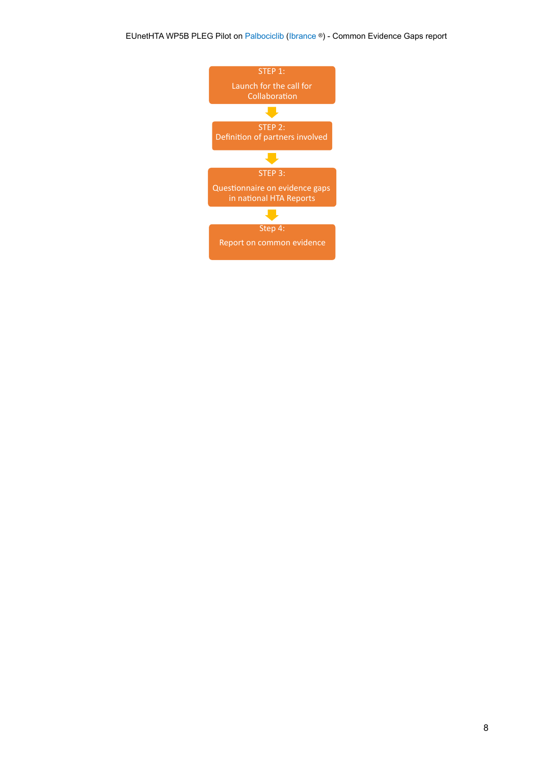STEP 1:
Launch for the call for Collaboration

↓

STEP 2:
Definition of partners involved

↓

STEP 3:
Questionnaire on evidence gaps in national HTA Reports

↓

Step 4:
Report on common evidence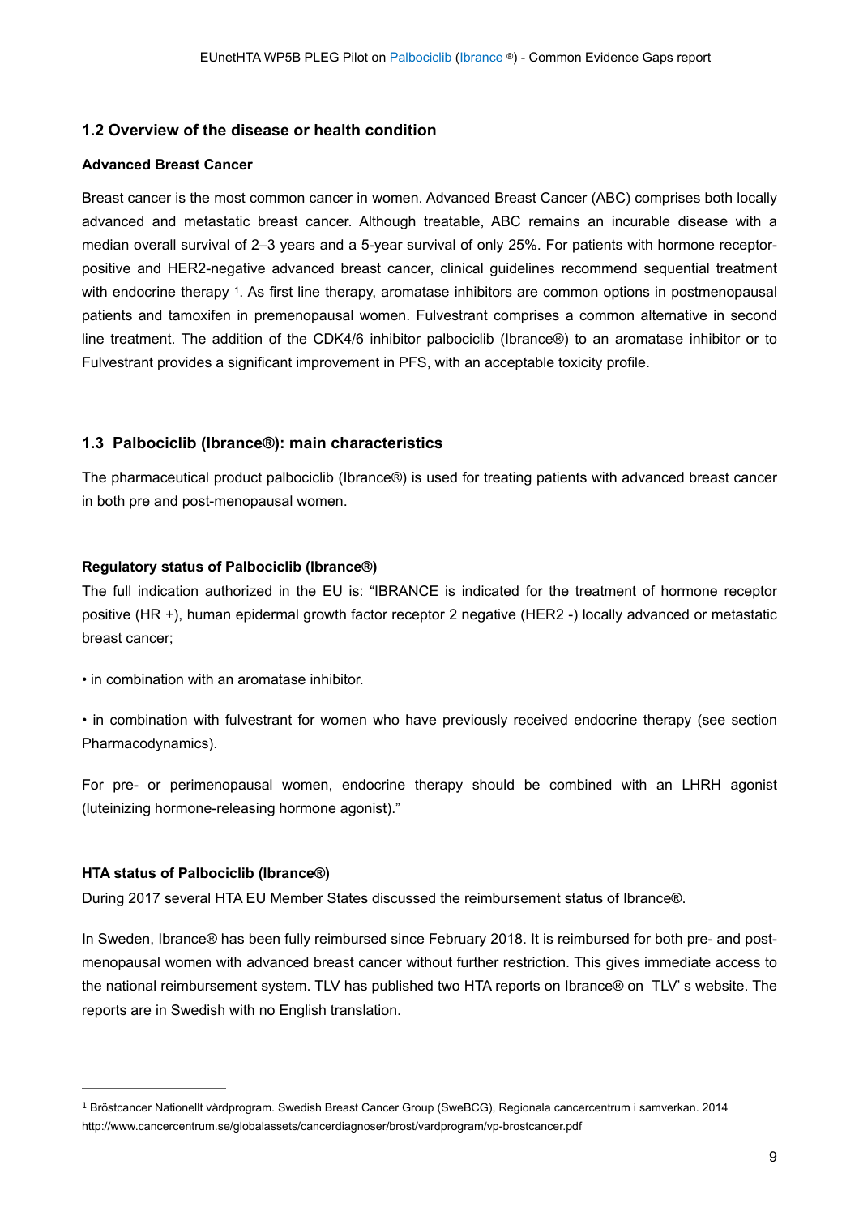## 1.2 Overview of the disease or health condition

**Advanced Breast Cancer**

Breast cancer is the most common cancer in women. Advanced Breast Cancer (ABC) comprises both locally advanced and metastatic breast cancer. Although treatable, ABC remains an incurable disease with a median overall survival of 2–3 years and a 5-year survival of only 25%. For patients with hormone receptor-positive and HER2-negative advanced breast cancer, clinical guidelines recommend sequential treatment with endocrine therapy [1]. As first line therapy, aromatase inhibitors are common options in postmenopausal patients and tamoxifen in premenopausal women. Fulvestrant comprises a common alternative in second line treatment. The addition of the CDK4/6 inhibitor palbociclib (Ibrance®) to an aromatase inhibitor or to Fulvestrant provides a significant improvement in PFS, with an acceptable toxicity profile.

## 1.3 Palbociclib (Ibrance®): main characteristics

The pharmaceutical product palbociclib (Ibrance®) is used for treating patients with advanced breast cancer in both pre and post-menopausal women.

**Regulatory status of Palbociclib (Ibrance®)**

The full indication authorized in the EU is: "IBRANCE is indicated for the treatment of hormone receptor positive (HR +), human epidermal growth factor receptor 2 negative (HER2 -) locally advanced or metastatic breast cancer;

- in combination with an aromatase inhibitor.
- in combination with fulvestrant for women who have previously received endocrine therapy (see section Pharmacodynamics).

For pre- or perimenopausal women, endocrine therapy should be combined with an LHRH agonist (luteinizing hormone-releasing hormone agonist)."

**HTA status of Palbociclib (Ibrance®)**

During 2017 several HTA EU Member States discussed the reimbursement status of Ibrance®.

In Sweden, Ibrance® has been fully reimbursed since February 2018. It is reimbursed for both pre- and post-menopausal women with advanced breast cancer without further restriction. This gives immediate access to the national reimbursement system. TLV has published two HTA reports on Ibrance® on TLV' s website. The reports are in Swedish with no English translation.

---

[1] Bröstcancer Nationellt vårdprogram. Swedish Breast Cancer Group (SweBCG), Regionala cancercentrum i samverkan. 2014 http://www.cancercentrum.se/globalassets/cancerdiagnoser/brost/vardprogram/vp-brostcancer.pdf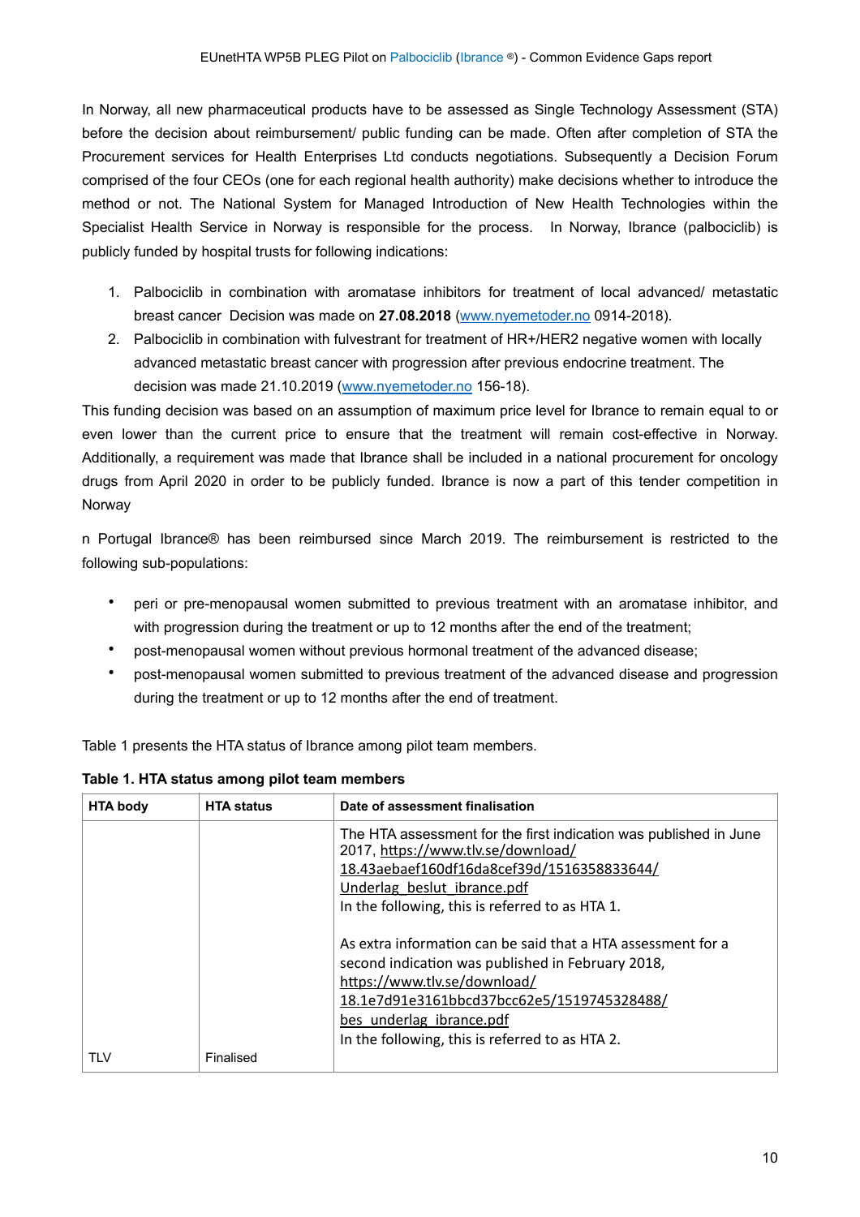In Norway, all new pharmaceutical products have to be assessed as Single Technology Assessment (STA) before the decision about reimbursement/ public funding can be made. Often after completion of STA the Procurement services for Health Enterprises Ltd conducts negotiations. Subsequently a Decision Forum comprised of the four CEOs (one for each regional health authority) make decisions whether to introduce the method or not. The National System for Managed Introduction of New Health Technologies within the Specialist Health Service in Norway is responsible for the process. In Norway, Ibrance (palbociclib) is publicly funded by hospital trusts for following indications:

1. Palbociclib in combination with aromatase inhibitors for treatment of local advanced/ metastatic breast cancer Decision was made on **27.08.2018** (www.nyemetoder.no 0914-2018).
2. Palbociclib in combination with fulvestrant for treatment of HR+/HER2 negative women with locally advanced metastatic breast cancer with progression after previous endocrine treatment. The decision was made 21.10.2019 (www.nyemetoder.no 156-18).

This funding decision was based on an assumption of maximum price level for Ibrance to remain equal to or even lower than the current price to ensure that the treatment will remain cost-effective in Norway. Additionally, a requirement was made that Ibrance shall be included in a national procurement for oncology drugs from April 2020 in order to be publicly funded. Ibrance is now a part of this tender competition in Norway

n Portugal Ibrance® has been reimbursed since March 2019. The reimbursement is restricted to the following sub-populations:

- peri or pre-menopausal women submitted to previous treatment with an aromatase inhibitor, and with progression during the treatment or up to 12 months after the end of the treatment;
- post-menopausal women without previous hormonal treatment of the advanced disease;
- post-menopausal women submitted to previous treatment of the advanced disease and progression during the treatment or up to 12 months after the end of treatment.

Table 1 presents the HTA status of Ibrance among pilot team members.

**Table 1. HTA status among pilot team members**

| HTA body | HTA status | Date of assessment finalisation |
|---|---|---|
| TLV | Finalised | The HTA assessment for the first indication was published in June 2017, https://www.tlv.se/download/18.43aebaef160df16da8cef39d/1516358833644/Underlag_beslut_ibrance.pdf<br>In the following, this is referred to as HTA 1.<br><br>As extra information can be said that a HTA assessment for a second indication was published in February 2018, https://www.tlv.se/download/18.1e7d91e3161bbcd37bcc62e5/1519745328488/bes_underlag_ibrance.pdf<br>In the following, this is referred to as HTA 2. |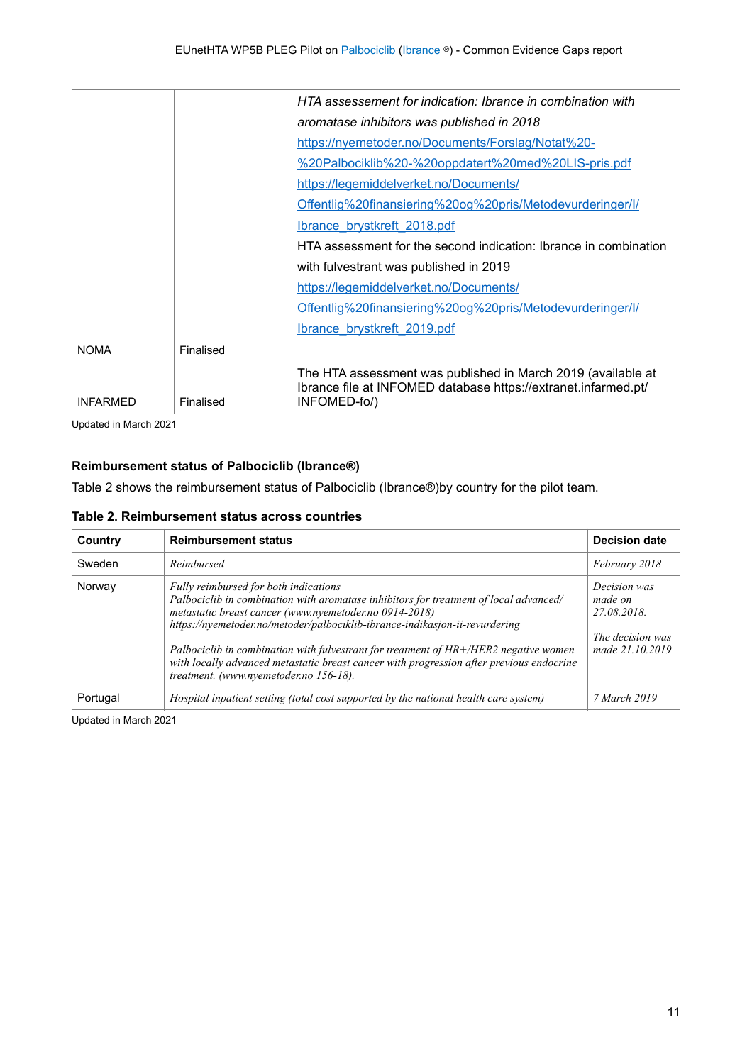| | | |
|---|---|---|
| NOMA | Finalised | *HTA assessement for indication: Ibrance in combination with aromatase inhibitors was published in 2018* https://nyemetoder.no/Documents/Forslag/Notat%20-%20Palbociklib%20-%20oppdatert%20med%20LIS-pris.pdf https://legemiddelverket.no/Documents/Offentlig%20finansiering%20og%20pris/Metodevurderinger/I/Ibrance_brystkreft_2018.pdf HTA assessment for the second indication: Ibrance in combination with fulvestrant was published in 2019 https://legemiddelverket.no/Documents/Offentlig%20finansiering%20og%20pris/Metodevurderinger/I/Ibrance_brystkreft_2019.pdf |
| INFARMED | Finalised | The HTA assessment was published in March 2019 (available at Ibrance file at INFOMED database https://extranet.infarmed.pt/INFOMED-fo/) |

Updated in March 2021

**Reimbursement status of Palbociclib (Ibrance®)**

Table 2 shows the reimbursement status of Palbociclib (Ibrance®)by country for the pilot team.

**Table 2. Reimbursement status across countries**

| Country | Reimbursement status | Decision date |
|---|---|---|
| Sweden | *Reimbursed* | *February 2018* |
| Norway | *Fully reimbursed for both indications* *Palbociclib in combination with aromatase inhibitors for treatment of local advanced/ metastatic breast cancer (www.nyemetoder.no 0914-2018)* *https://nyemetoder.no/metoder/palbociklib-ibrance-indikasjon-ii-revurdering* *Palbociclib in combination with fulvestrant for treatment of HR+/HER2 negative women with locally advanced metastatic breast cancer with progression after previous endocrine treatment. (www.nyemetoder.no 156-18).* | *Decision was made on 27.08.2018.* *The decision was made 21.10.2019* |
| Portugal | *Hospital inpatient setting (total cost supported by the national health care system)* | *7 March 2019* |

Updated in March 2021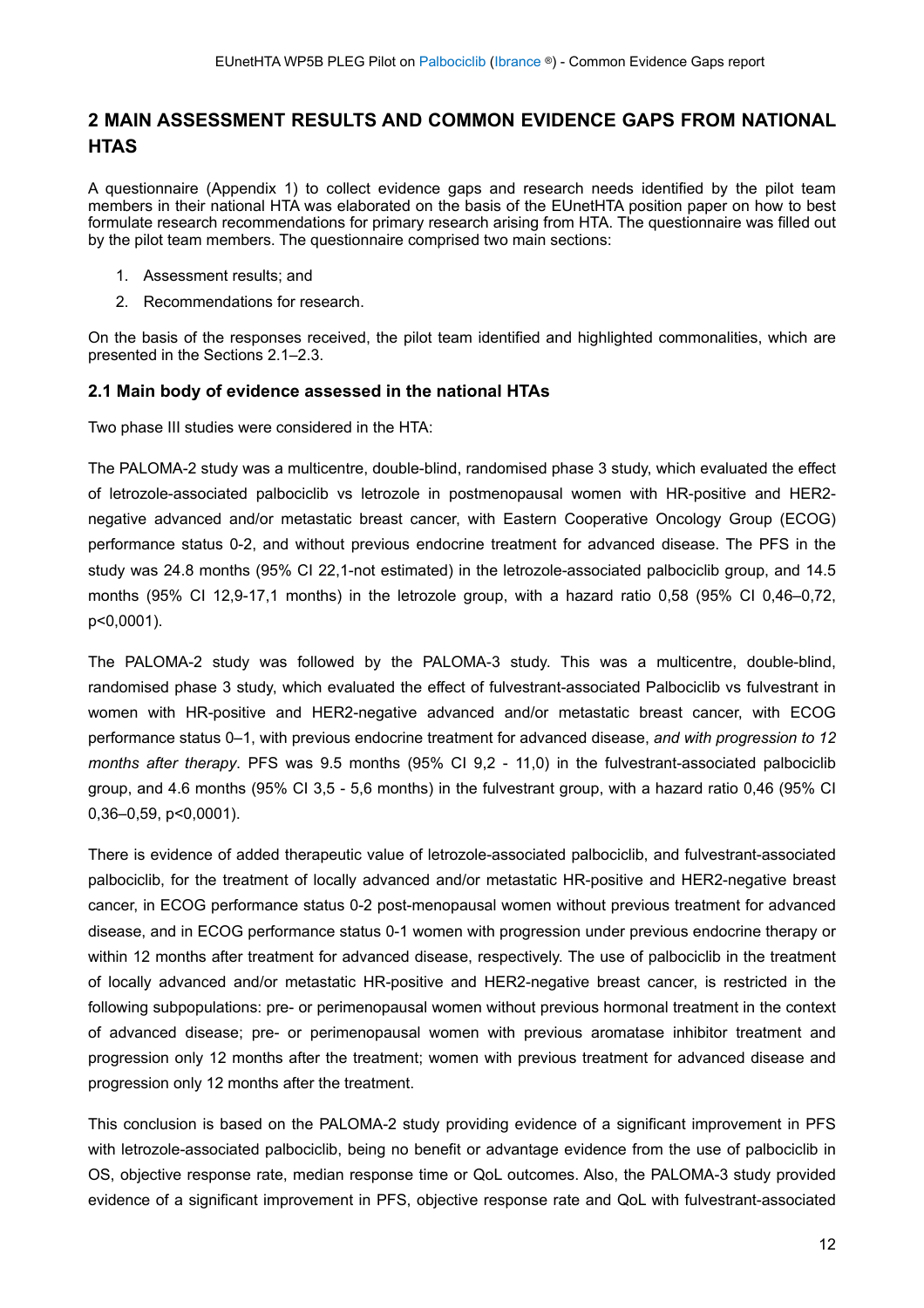## 2 MAIN ASSESSMENT RESULTS AND COMMON EVIDENCE GAPS FROM NATIONAL HTAS

A questionnaire (Appendix 1) to collect evidence gaps and research needs identified by the pilot team members in their national HTA was elaborated on the basis of the EUnetHTA position paper on how to best formulate research recommendations for primary research arising from HTA. The questionnaire was filled out by the pilot team members. The questionnaire comprised two main sections:

1. Assessment results; and
2. Recommendations for research.

On the basis of the responses received, the pilot team identified and highlighted commonalities, which are presented in the Sections 2.1–2.3.

### 2.1 Main body of evidence assessed in the national HTAs

Two phase III studies were considered in the HTA:

The PALOMA-2 study was a multicentre, double-blind, randomised phase 3 study, which evaluated the effect of letrozole-associated palbociclib vs letrozole in postmenopausal women with HR-positive and HER2-negative advanced and/or metastatic breast cancer, with Eastern Cooperative Oncology Group (ECOG) performance status 0-2, and without previous endocrine treatment for advanced disease. The PFS in the study was 24.8 months (95% CI 22,1-not estimated) in the letrozole-associated palbociclib group, and 14.5 months (95% CI 12,9-17,1 months) in the letrozole group, with a hazard ratio 0,58 (95% CI 0,46–0,72, p<0,0001).

The PALOMA-2 study was followed by the PALOMA-3 study. This was a multicentre, double-blind, randomised phase 3 study, which evaluated the effect of fulvestrant-associated Palbociclib vs fulvestrant in women with HR-positive and HER2-negative advanced and/or metastatic breast cancer, with ECOG performance status 0–1, with previous endocrine treatment for advanced disease, *and with progression to 12 months after therapy*. PFS was 9.5 months (95% CI 9,2 - 11,0) in the fulvestrant-associated palbociclib group, and 4.6 months (95% CI 3,5 - 5,6 months) in the fulvestrant group, with a hazard ratio 0,46 (95% CI 0,36–0,59, p<0,0001).

There is evidence of added therapeutic value of letrozole-associated palbociclib, and fulvestrant-associated palbociclib, for the treatment of locally advanced and/or metastatic HR-positive and HER2-negative breast cancer, in ECOG performance status 0-2 post-menopausal women without previous treatment for advanced disease, and in ECOG performance status 0-1 women with progression under previous endocrine therapy or within 12 months after treatment for advanced disease, respectively. The use of palbociclib in the treatment of locally advanced and/or metastatic HR-positive and HER2-negative breast cancer, is restricted in the following subpopulations: pre- or perimenopausal women without previous hormonal treatment in the context of advanced disease; pre- or perimenopausal women with previous aromatase inhibitor treatment and progression only 12 months after the treatment; women with previous treatment for advanced disease and progression only 12 months after the treatment.

This conclusion is based on the PALOMA-2 study providing evidence of a significant improvement in PFS with letrozole-associated palbociclib, being no benefit or advantage evidence from the use of palbociclib in OS, objective response rate, median response time or QoL outcomes. Also, the PALOMA-3 study provided evidence of a significant improvement in PFS, objective response rate and QoL with fulvestrant-associated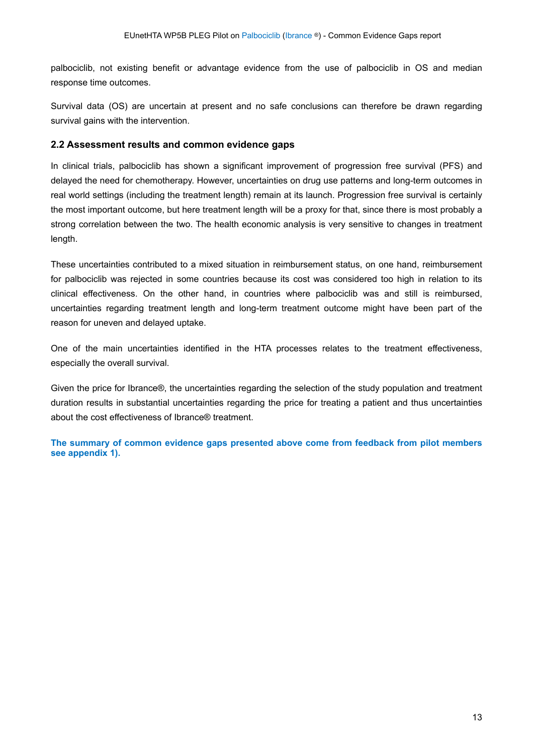palbociclib, not existing benefit or advantage evidence from the use of palbociclib in OS and median response time outcomes.

Survival data (OS) are uncertain at present and no safe conclusions can therefore be drawn regarding survival gains with the intervention.

### 2.2 Assessment results and common evidence gaps

In clinical trials, palbociclib has shown a significant improvement of progression free survival (PFS) and delayed the need for chemotherapy. However, uncertainties on drug use patterns and long-term outcomes in real world settings (including the treatment length) remain at its launch. Progression free survival is certainly the most important outcome, but here treatment length will be a proxy for that, since there is most probably a strong correlation between the two. The health economic analysis is very sensitive to changes in treatment length.

These uncertainties contributed to a mixed situation in reimbursement status, on one hand, reimbursement for palbociclib was rejected in some countries because its cost was considered too high in relation to its clinical effectiveness. On the other hand, in countries where palbociclib was and still is reimbursed, uncertainties regarding treatment length and long-term treatment outcome might have been part of the reason for uneven and delayed uptake.

One of the main uncertainties identified in the HTA processes relates to the treatment effectiveness, especially the overall survival.

Given the price for Ibrance®, the uncertainties regarding the selection of the study population and treatment duration results in substantial uncertainties regarding the price for treating a patient and thus uncertainties about the cost effectiveness of Ibrance® treatment.

**The summary of common evidence gaps presented above come from feedback from pilot members see appendix 1).**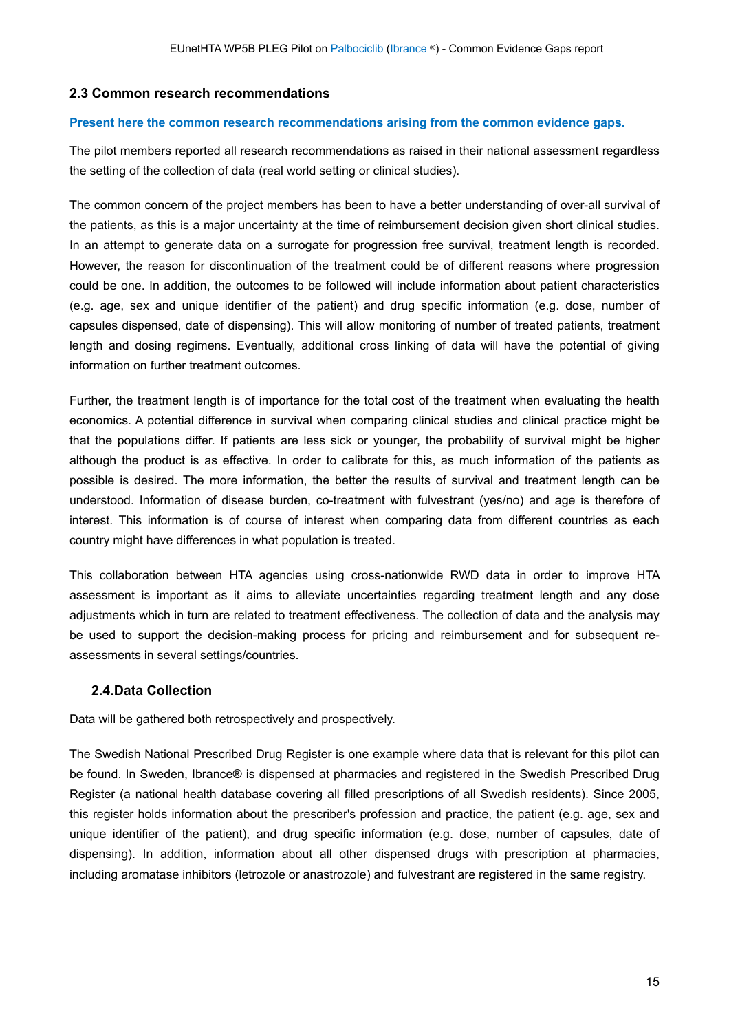## 2.3 Common research recommendations

**Present here the common research recommendations arising from the common evidence gaps.**

The pilot members reported all research recommendations as raised in their national assessment regardless the setting of the collection of data (real world setting or clinical studies).

The common concern of the project members has been to have a better understanding of over-all survival of the patients, as this is a major uncertainty at the time of reimbursement decision given short clinical studies. In an attempt to generate data on a surrogate for progression free survival, treatment length is recorded. However, the reason for discontinuation of the treatment could be of different reasons where progression could be one. In addition, the outcomes to be followed will include information about patient characteristics (e.g. age, sex and unique identifier of the patient) and drug specific information (e.g. dose, number of capsules dispensed, date of dispensing). This will allow monitoring of number of treated patients, treatment length and dosing regimens. Eventually, additional cross linking of data will have the potential of giving information on further treatment outcomes.

Further, the treatment length is of importance for the total cost of the treatment when evaluating the health economics. A potential difference in survival when comparing clinical studies and clinical practice might be that the populations differ. If patients are less sick or younger, the probability of survival might be higher although the product is as effective. In order to calibrate for this, as much information of the patients as possible is desired. The more information, the better the results of survival and treatment length can be understood. Information of disease burden, co-treatment with fulvestrant (yes/no) and age is therefore of interest. This information is of course of interest when comparing data from different countries as each country might have differences in what population is treated.

This collaboration between HTA agencies using cross-nationwide RWD data in order to improve HTA assessment is important as it aims to alleviate uncertainties regarding treatment length and any dose adjustments which in turn are related to treatment effectiveness. The collection of data and the analysis may be used to support the decision-making process for pricing and reimbursement and for subsequent re-assessments in several settings/countries.

## 2.4. Data Collection

Data will be gathered both retrospectively and prospectively.

The Swedish National Prescribed Drug Register is one example where data that is relevant for this pilot can be found. In Sweden, Ibrance® is dispensed at pharmacies and registered in the Swedish Prescribed Drug Register (a national health database covering all filled prescriptions of all Swedish residents). Since 2005, this register holds information about the prescriber's profession and practice, the patient (e.g. age, sex and unique identifier of the patient), and drug specific information (e.g. dose, number of capsules, date of dispensing). In addition, information about all other dispensed drugs with prescription at pharmacies, including aromatase inhibitors (letrozole or anastrozole) and fulvestrant are registered in the same registry.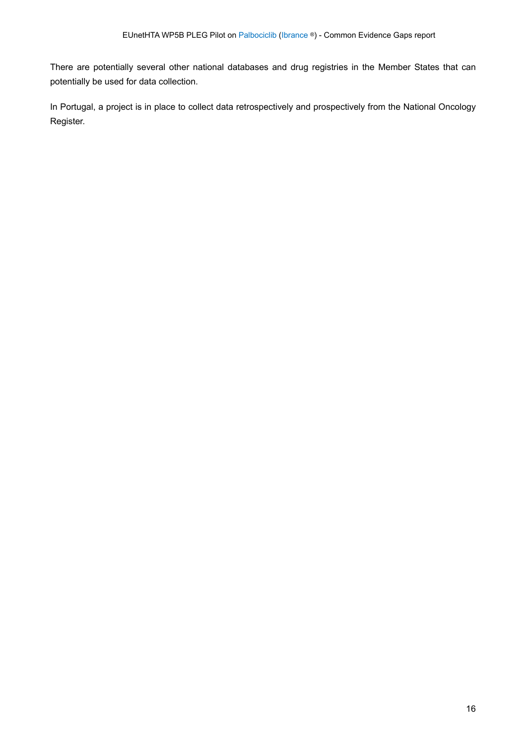There are potentially several other national databases and drug registries in the Member States that can potentially be used for data collection.

In Portugal, a project is in place to collect data retrospectively and prospectively from the National Oncology Register.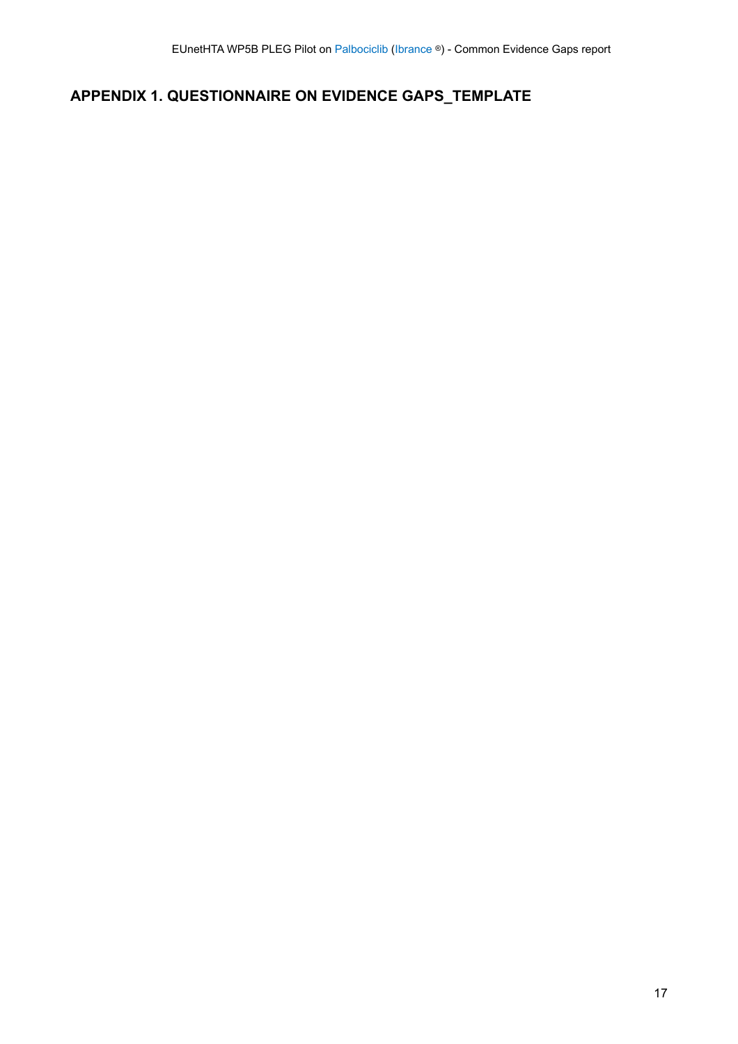# APPENDIX 1. QUESTIONNAIRE ON EVIDENCE GAPS_TEMPLATE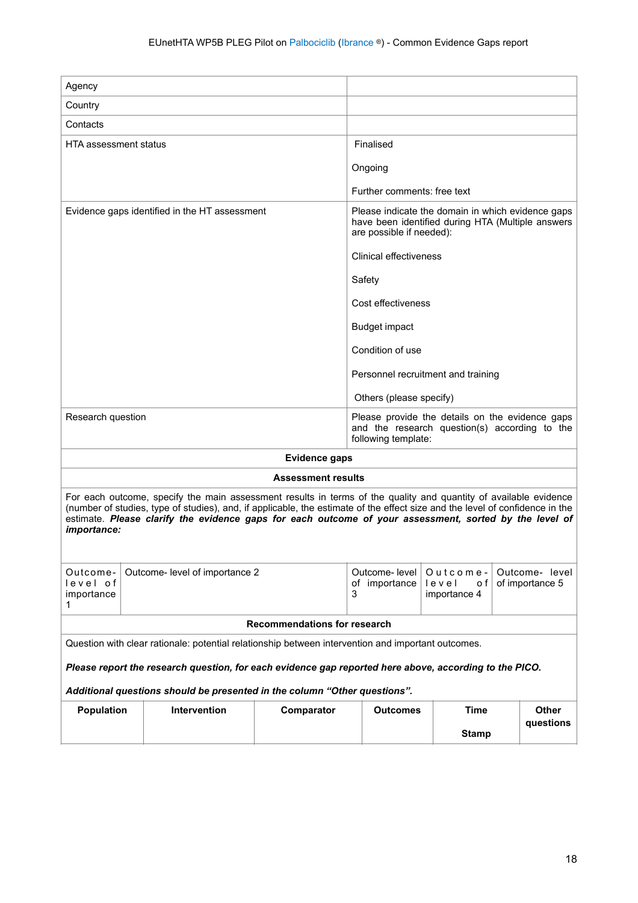| Agency | |
|---|---|
| Country | |
| Contacts | |
| HTA assessment status | Finalised<br><br>Ongoing<br><br>Further comments: free text |
| Evidence gaps identified in the HT assessment | Please indicate the domain in which evidence gaps have been identified during HTA (Multiple answers are possible if needed):<br><br>Clinical effectiveness<br><br>Safety<br><br>Cost effectiveness<br><br>Budget impact<br><br>Condition of use<br><br>Personnel recruitment and training<br><br>Others (please specify) |
| Research question | Please provide the details on the evidence gaps and the research question(s) according to the following template: |

**Evidence gaps**

**Assessment results**

For each outcome, specify the main assessment results in terms of the quality and quantity of available evidence (number of studies, type of studies), and, if applicable, the estimate of the effect size and the level of confidence in the estimate. ***Please clarify the evidence gaps for each outcome of your assessment, sorted by the level of importance:***

| Outcome- level of importance 1 | Outcome- level of importance 2 | Outcome- level of importance 3 | Outcome- level of importance 4 | Outcome- level of importance 5 |
|---|---|---|---|---|

**Recommendations for research**

Question with clear rationale: potential relationship between intervention and important outcomes.

***Please report the research question, for each evidence gap reported here above, according to the PICO.***

***Additional questions should be presented in the column "Other questions".***

| Population | Intervention | Comparator | Outcomes | Time Stamp | Other questions |
|---|---|---|---|---|---|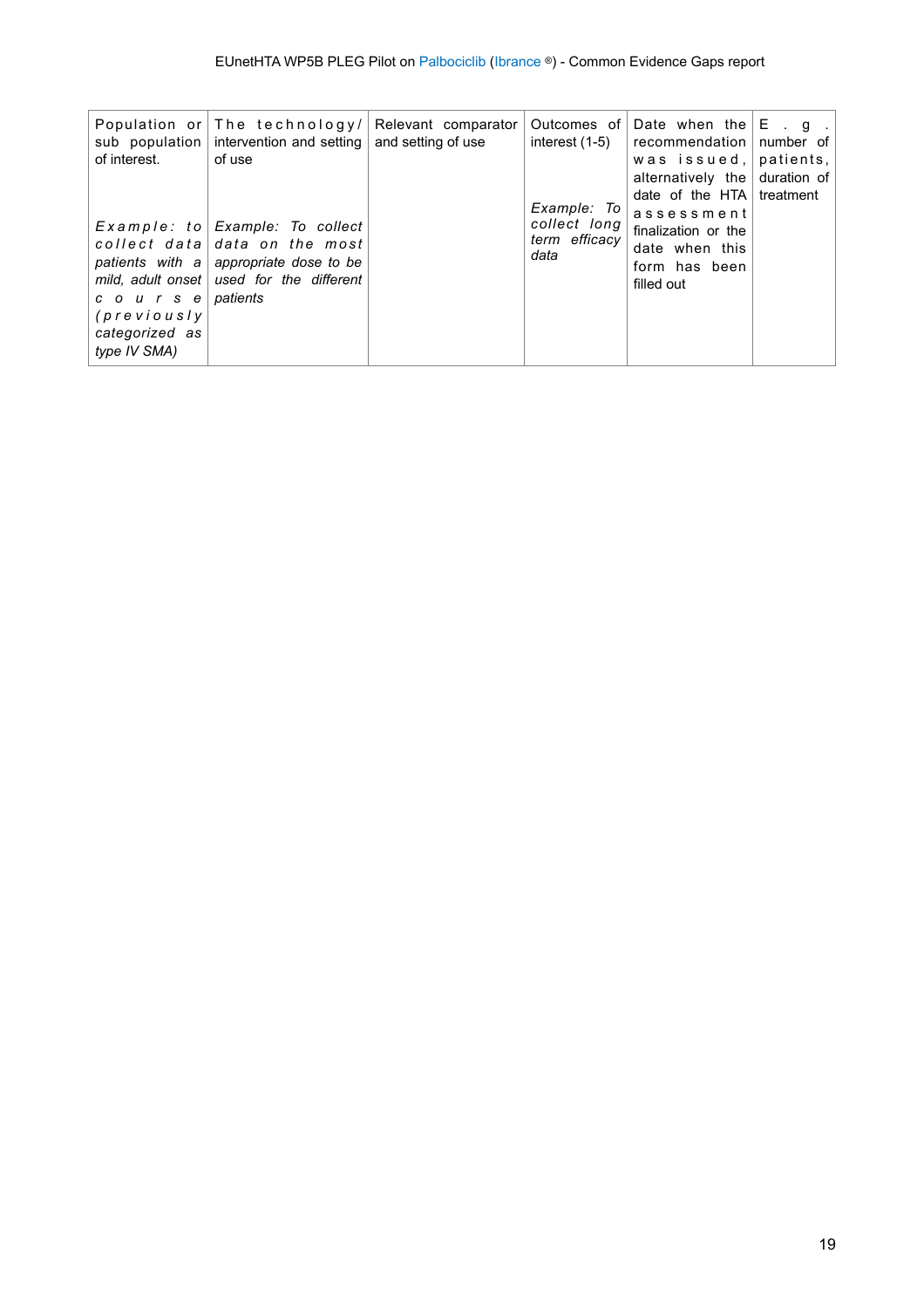| Population or sub population of interest.<br><br>*Example: to collect data patients with a mild, adult onset course (previously categorized as type IV SMA)* | The technology/ intervention and setting of use<br><br>*Example: To collect data on the most appropriate dose to be used for the different patients* | Relevant comparator and setting of use | Outcomes of interest (1-5)<br><br>*Example: To collect long term efficacy data* | Date when the recommendation was issued, alternatively the date of the HTA assessment finalization or the date when this form has been filled out | E.g. number of patients, duration of treatment |
|---|---|---|---|---|---|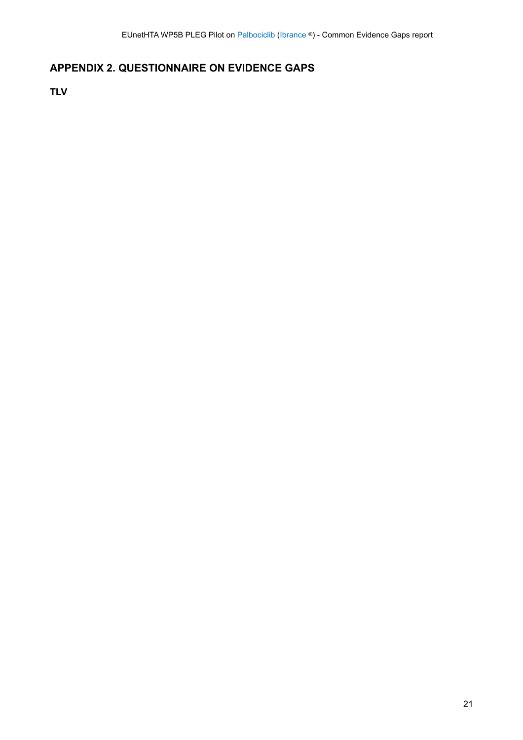## APPENDIX 2. QUESTIONNAIRE ON EVIDENCE GAPS

**TLV**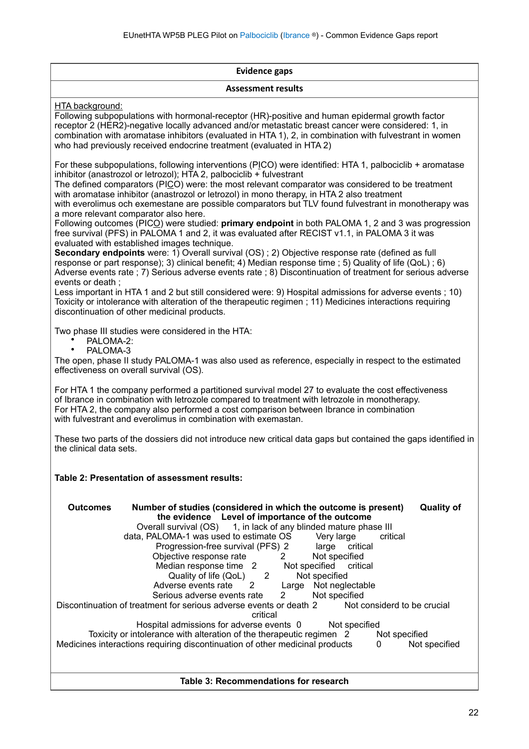| Evidence gaps |
|---|
| **Assessment results** |

HTA background:
Following subpopulations with hormonal-receptor (HR)-positive and human epidermal growth factor receptor 2 (HER2)-negative locally advanced and/or metastatic breast cancer were considered: 1, in combination with aromatase inhibitors (evaluated in HTA 1), 2, in combination with fulvestrant in women who had previously received endocrine treatment (evaluated in HTA 2)

For these subpopulations, following interventions (PICO) were identified: HTA 1, palbociclib + aromatase inhibitor (anastrozol or letrozol); HTA 2, palbociclib + fulvestrant
The defined comparators (PICO) were: the most relevant comparator was considered to be treatment with aromatase inhibitor (anastrozol or letrozol) in mono therapy, in HTA 2 also treatment with everolimus och exemestane are possible comparators but TLV found fulvestrant in monotherapy was a more relevant comparator also here.
Following outcomes (PICO) were studied: **primary endpoint** in both PALOMA 1, 2 and 3 was progression free survival (PFS) in PALOMA 1 and 2, it was evaluated after RECIST v1.1, in PALOMA 3 it was evaluated with established images technique.
**Secondary endpoints** were: 1) Overall survival (OS) ; 2) Objective response rate (defined as full response or part response); 3) clinical benefit; 4) Median response time ; 5) Quality of life (QoL) ; 6) Adverse events rate ; 7) Serious adverse events rate ; 8) Discontinuation of treatment for serious adverse events or death ;
Less important in HTA 1 and 2 but still considered were: 9) Hospital admissions for adverse events ; 10) Toxicity or intolerance with alteration of the therapeutic regimen ; 11) Medicines interactions requiring discontinuation of other medicinal products.

Two phase III studies were considered in the HTA:

- PALOMA-2:
- PALOMA-3

The open, phase II study PALOMA-1 was also used as reference, especially in respect to the estimated effectiveness on overall survival (OS).

For HTA 1 the company performed a partitioned survival model 27 to evaluate the cost effectiveness of Ibrance in combination with letrozole compared to treatment with letrozole in monotherapy.
For HTA 2, the company also performed a cost comparison between Ibrance in combination with fulvestrant and everolimus in combination with exemastan.

These two parts of the dossiers did not introduce new critical data gaps but contained the gaps identified in the clinical data sets.

**Table 2: Presentation of assessment results:**

| Outcomes | Number of studies (considered in which the outcome is present) | Quality of the evidence | Level of importance of the outcome |
|---|---|---|---|
| Overall survival (OS) | 1, in lack of any blinded mature phase III data, PALOMA-1 was used to estimate OS | Very large | critical |
| Progression-free survival (PFS) | 2 | large | critical |
| Objective response rate | 2 | Not specified | |
| Median response time | 2 | Not specified | critical |
| Quality of life (QoL) | 2 | Not specified | |
| Adverse events rate | 2 | Large | Not neglectable |
| Serious adverse events rate | 2 | Not specified | |
| Discontinuation of treatment for serious adverse events or death | 2 | Not considerd to be crucial | critical |
| Hospital admissions for adverse events | 0 | Not specified | |
| Toxicity or intolerance with alteration of the therapeutic regimen | 2 | Not specified | |
| Medicines interactions requiring discontinuation of other medicinal products | 0 | Not specified | |

| **Table 3: Recommendations for research** |
|---|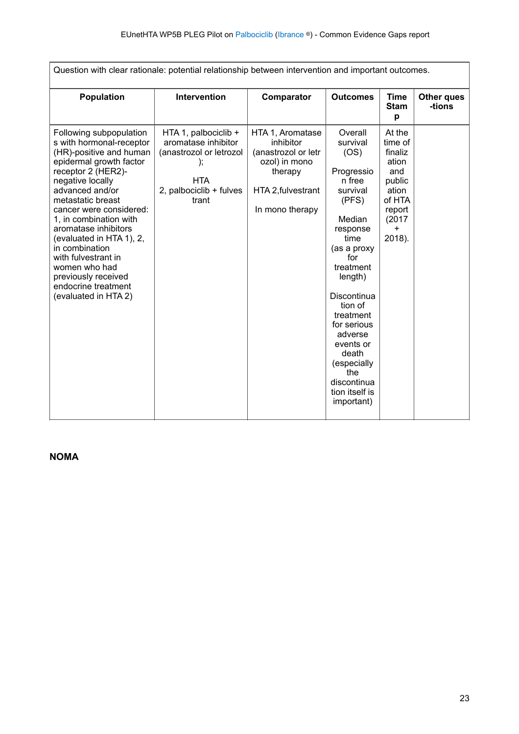| Question with clear rationale: potential relationship between intervention and important outcomes. | | | | | |
|---|---|---|---|---|---|
| **Population** | **Intervention** | **Comparator** | **Outcomes** | **Time Stamp** | **Other ques-tions** |
| Following subpopulations with hormonal-receptor (HR)-positive and human epidermal growth factor receptor 2 (HER2)-negative locally advanced and/or metastatic breast cancer were considered: 1, in combination with aromatase inhibitors (evaluated in HTA 1), 2, in combination with fulvestrant in women who had previously received endocrine treatment (evaluated in HTA 2) | HTA 1, palbociclib + aromatase inhibitor (anastrozol or letrozol); HTA 2, palbociclib + fulvestrant | HTA 1, Aromatase inhibitor (anastrozol or letrozol) in mono therapy HTA 2,fulvestrant In mono therapy | Overall survival (OS) Progression free survival (PFS) Median response time (as a proxy for treatment length) Discontinuation of treatment for serious adverse events or death (especially the discontinuation itself is important) | At the time of finalization and publication of HTA report (2017 + 2018). | |

**NOMA**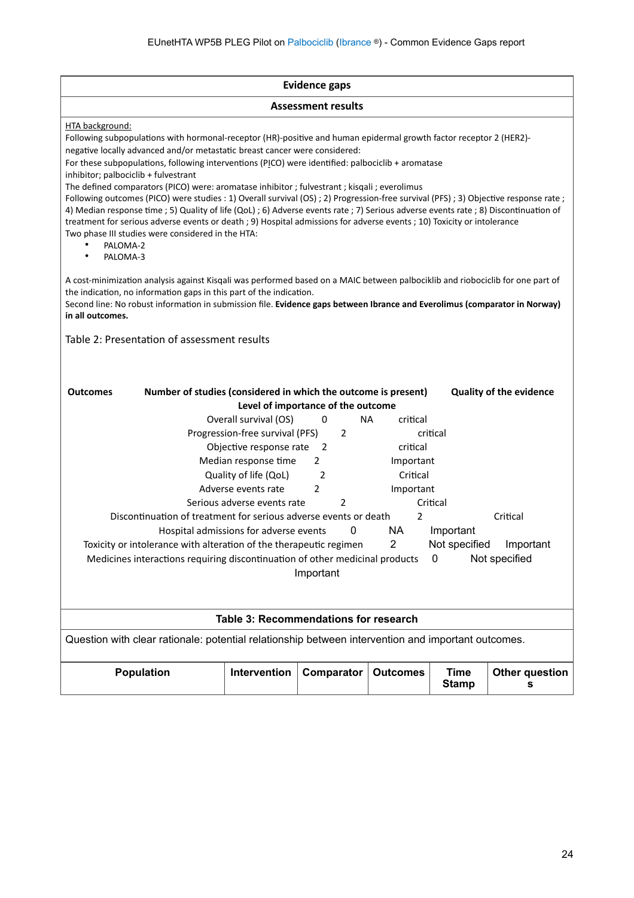## Evidence gaps

### Assessment results

HTA background:

Following subpopulations with hormonal-receptor (HR)-positive and human epidermal growth factor receptor 2 (HER2)-negative locally advanced and/or metastatic breast cancer were considered:

For these subpopulations, following interventions (PICO) were identified: palbociclib + aromatase inhibitor; palbociclib + fulvestrant

The defined comparators (PICO) were: aromatase inhibitor ; fulvestrant ; kisqali ; everolimus

Following outcomes (PICO) were studies : 1) Overall survival (OS) ; 2) Progression-free survival (PFS) ; 3) Objective response rate ; 4) Median response time ; 5) Quality of life (QoL) ; 6) Adverse events rate ; 7) Serious adverse events rate ; 8) Discontinuation of treatment for serious adverse events or death ; 9) Hospital admissions for adverse events ; 10) Toxicity or intolerance

Two phase III studies were considered in the HTA:

- PALOMA-2
- PALOMA-3

A cost-minimization analysis against Kisqali was performed based on a MAIC between palbociklib and riobociclib for one part of the indication, no information gaps in this part of the indication.

Second line: No robust information in submission file. **Evidence gaps between Ibrance and Everolimus (comparator in Norway) in all outcomes.**

Table 2: Presentation of assessment results

| Outcomes | Number of studies (considered in which the outcome is present) | Quality of the evidence | Level of importance of the outcome |
|---|---|---|---|
| Overall survival (OS) | 0 | NA | critical |
| Progression-free survival (PFS) | 2 | | critical |
| Objective response rate | 2 | | critical |
| Median response time | 2 | | Important |
| Quality of life (QoL) | 2 | | Critical |
| Adverse events rate | 2 | | Important |
| Serious adverse events rate | 2 | | Critical |
| Discontinuation of treatment for serious adverse events or death | 2 | | Critical |
| Hospital admissions for adverse events | 0 | NA | Important |
| Toxicity or intolerance with alteration of the therapeutic regimen | 2 | Not specified | Important |
| Medicines interactions requiring discontinuation of other medicinal products | 0 | Not specified | Important |

### Table 3: Recommendations for research

Question with clear rationale: potential relationship between intervention and important outcomes.

| Population | Intervention | Comparator | Outcomes | Time Stamp | Other questions |
|---|---|---|---|---|---|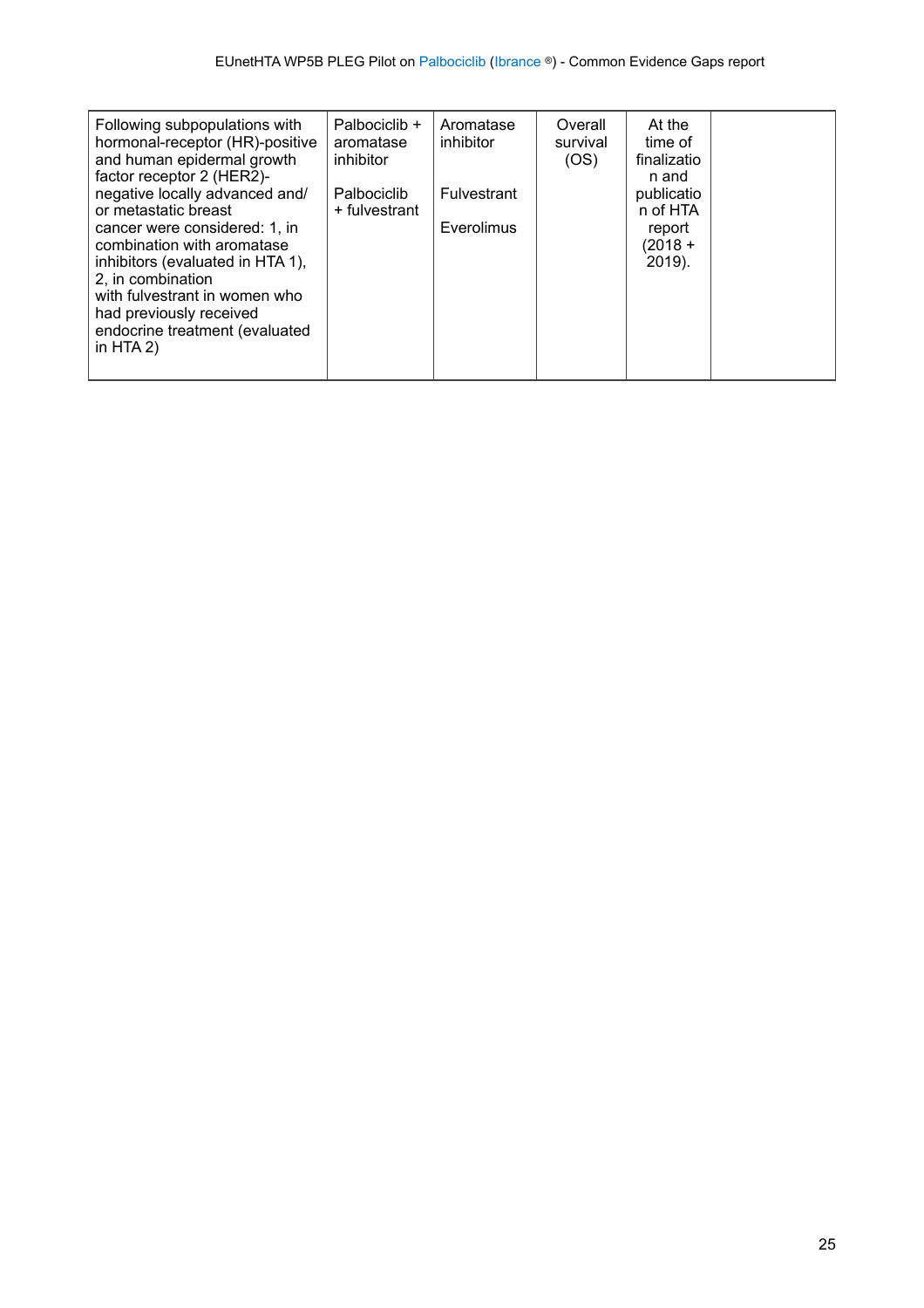| | | | | | |
|---|---|---|---|---|---|
| Following subpopulations with hormonal-receptor (HR)-positive and human epidermal growth factor receptor 2 (HER2)-negative locally advanced and/ or metastatic breast cancer were considered: 1, in combination with aromatase inhibitors (evaluated in HTA 1), 2, in combination with fulvestrant in women who had previously received endocrine treatment (evaluated in HTA 2) | Palbociclib + aromatase inhibitor<br><br>Palbociclib + fulvestrant | Aromatase inhibitor<br><br>Fulvestrant<br><br>Everolimus | Overall survival (OS) | At the time of finalization and publication of HTA report (2018 + 2019). | |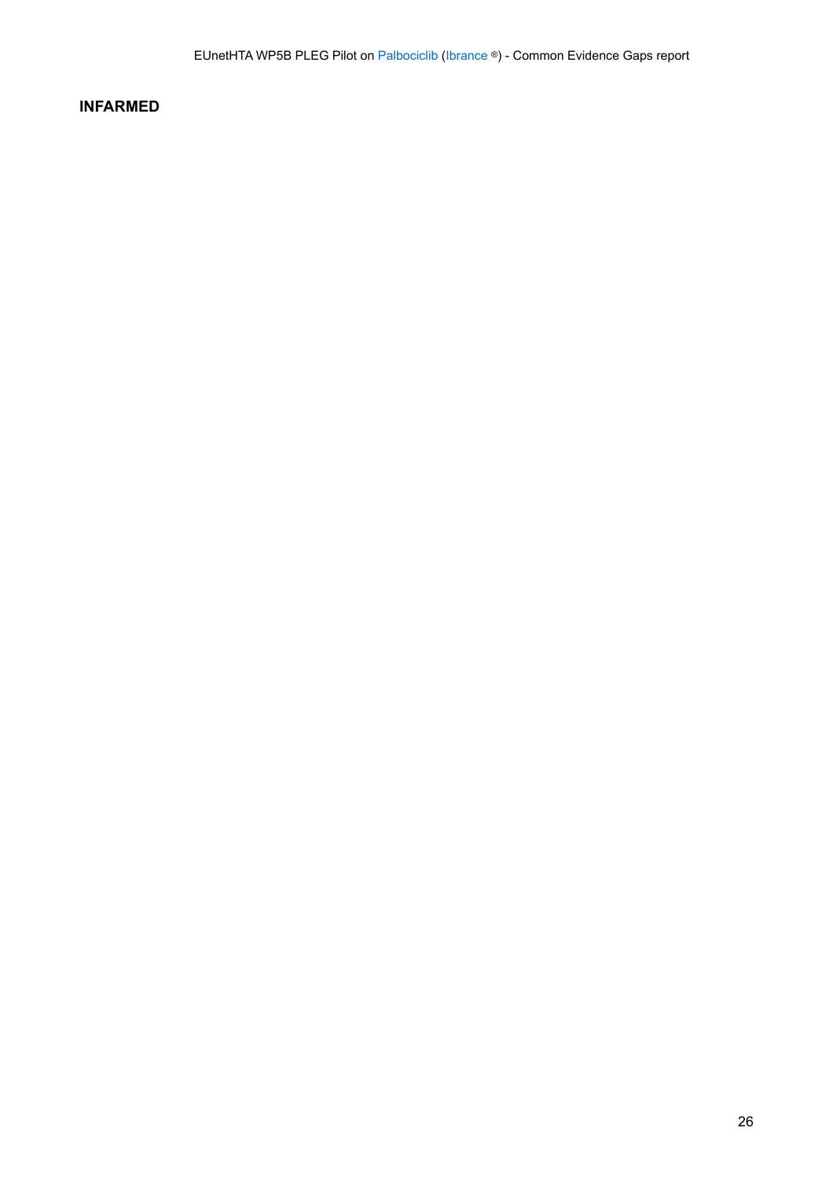**INFARMED**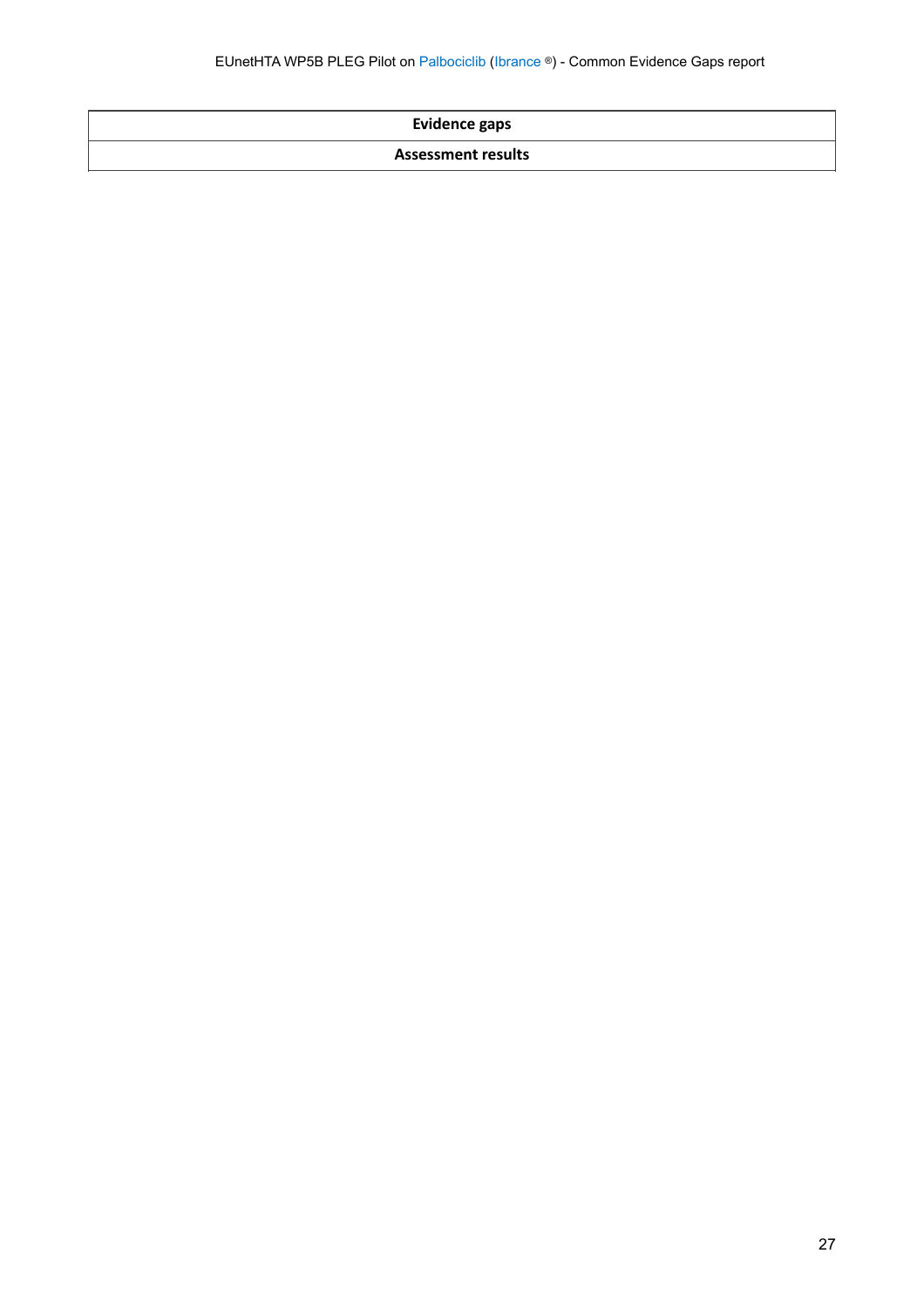| Evidence gaps |
| --- |
| **Assessment results** |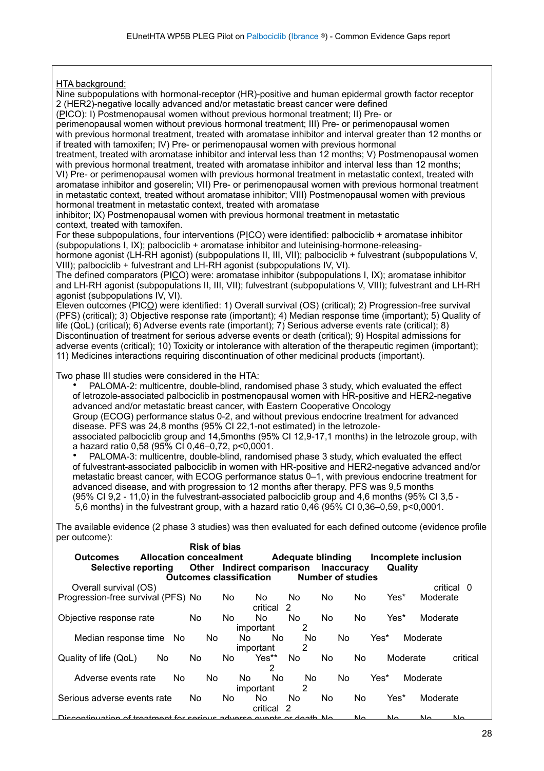HTA background:
Nine subpopulations with hormonal-receptor (HR)-positive and human epidermal growth factor receptor 2 (HER2)-negative locally advanced and/or metastatic breast cancer were defined (PICO): I) Postmenopausal women without previous hormonal treatment; II) Pre- or perimenopausal women without previous hormonal treatment; III) Pre- or perimenopausal women with previous hormonal treatment, treated with aromatase inhibitor and interval greater than 12 months or if treated with tamoxifen; IV) Pre- or perimenopausal women with previous hormonal treatment, treated with aromatase inhibitor and interval less than 12 months; V) Postmenopausal women with previous hormonal treatment, treated with aromatase inhibitor and interval less than 12 months; VI) Pre- or perimenopausal women with previous hormonal treatment in metastatic context, treated with aromatase inhibitor and goserelin; VII) Pre- or perimenopausal women with previous hormonal treatment in metastatic context, treated without aromatase inhibitor; VIII) Postmenopausal women with previous hormonal treatment in metastatic context, treated with aromatase inhibitor; IX) Postmenopausal women with previous hormonal treatment in metastatic context, treated with tamoxifen.

For these subpopulations, four interventions (PICO) were identified: palbociclib + aromatase inhibitor (subpopulations I, IX); palbociclib + aromatase inhibitor and luteinising-hormone-releasing-hormone agonist (LH-RH agonist) (subpopulations II, III, VII); palbociclib + fulvestrant (subpopulations V, VIII); palbociclib + fulvestrant and LH-RH agonist (subpopulations IV, VI).

The defined comparators (PICO) were: aromatase inhibitor (subpopulations I, IX); aromatase inhibitor and LH-RH agonist (subpopulations II, III, VII); fulvestrant (subpopulations V, VIII); fulvestrant and LH-RH agonist (subpopulations IV, VI).

Eleven outcomes (PICO) were identified: 1) Overall survival (OS) (critical); 2) Progression-free survival (PFS) (critical); 3) Objective response rate (important); 4) Median response time (important); 5) Quality of life (QoL) (critical); 6) Adverse events rate (important); 7) Serious adverse events rate (critical); 8) Discontinuation of treatment for serious adverse events or death (critical); 9) Hospital admissions for adverse events (critical); 10) Toxicity or intolerance with alteration of the therapeutic regimen (important); 11) Medicines interactions requiring discontinuation of other medicinal products (important).

Two phase III studies were considered in the HTA:

- PALOMA-2: multicentre, double-blind, randomised phase 3 study, which evaluated the effect of letrozole-associated palbociclib in postmenopausal women with HR-positive and HER2-negative advanced and/or metastatic breast cancer, with Eastern Cooperative Oncology Group (ECOG) performance status 0-2, and without previous endocrine treatment for advanced disease. PFS was 24,8 months (95% CI 22,1-not estimated) in the letrozole-associated palbociclib group and 14,5months (95% CI 12,9-17,1 months) in the letrozole group, with a hazard ratio 0,58 (95% CI 0,46–0,72, p<0,0001.
- PALOMA-3: multicentre, double-blind, randomised phase 3 study, which evaluated the effect of fulvestrant-associated palbociclib in women with HR-positive and HER2-negative advanced and/or metastatic breast cancer, with ECOG performance status 0–1, with previous endocrine treatment for advanced disease, and with progression to 12 months after therapy. PFS was 9,5 months (95% CI 9,2 - 11,0) in the fulvestrant-associated palbociclib group and 4,6 months (95% CI 3,5 - 5,6 months) in the fulvestrant group, with a hazard ratio 0,46 (95% CI 0,36–0,59, p<0,0001.

The available evidence (2 phase 3 studies) was then evaluated for each defined outcome (evidence profile per outcome):

| Outcomes | Risk of bias: Allocation concealment | Adequate blinding | Incomplete inclusion | Selective reporting | Other | Indirect comparison | Inaccuracy | Quality | Outcomes classification | Number of studies |
|---|---|---|---|---|---|---|---|---|---|---|
| Overall survival (OS) | | | | | | | | | critical | 0 |
| Progression-free survival (PFS) | No | No | No | No | No | No | Yes* | Moderate | critical | 2 |
| Objective response rate | No | No | No | No | No | No | Yes* | Moderate | important | 2 |
| Median response time | No | No | No | No | No | No | Yes* | Moderate | important | 2 |
| Quality of life (QoL) | No | No | No | Yes** | No | No | No | Moderate | critical | 2 |
| Adverse events rate | No | No | No | No | No | No | Yes* | Moderate | important | 2 |
| Serious adverse events rate | No | No | No | No | No | No | Yes* | Moderate | critical | 2 |
| Discontinuation of treatment for serious adverse events or death | No | No | No | No | No | | | | | |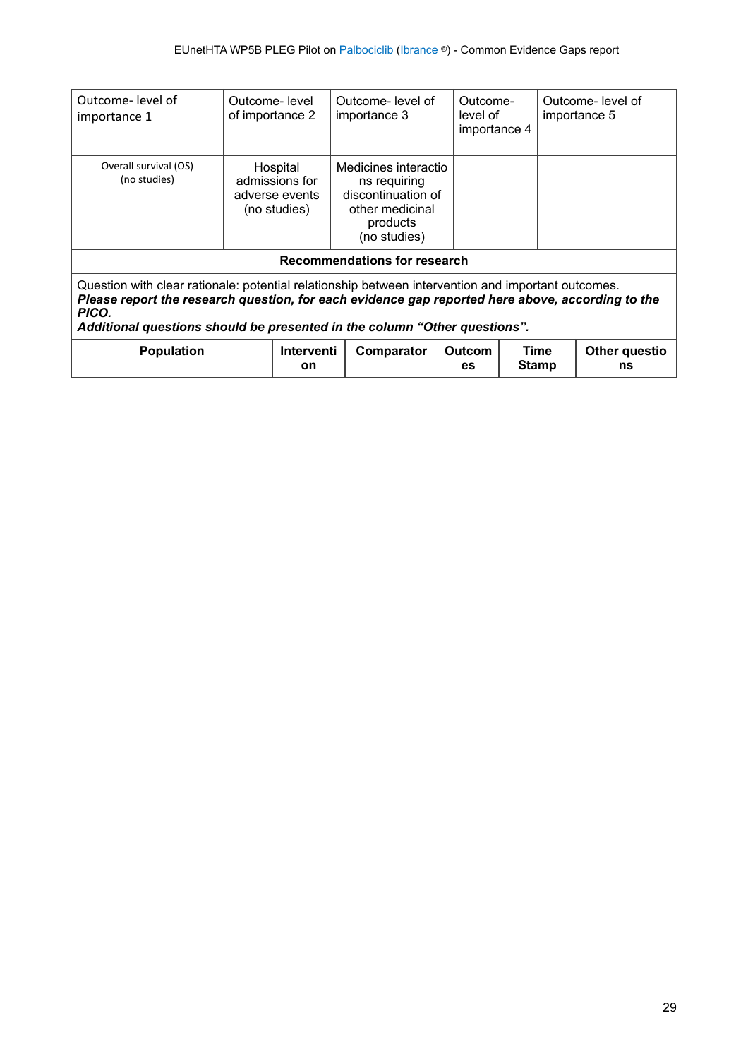| Outcome- level of importance 1 | Outcome- level of importance 2 | Outcome- level of importance 3 | Outcome- level of importance 4 | Outcome- level of importance 5 |
|---|---|---|---|---|
| Overall survival (OS) (no studies) | Hospital admissions for adverse events (no studies) | Medicines interactions requiring discontinuation of other medicinal products (no studies) | | |

**Recommendations for research**

Question with clear rationale: potential relationship between intervention and important outcomes.
***Please report the research question, for each evidence gap reported here above, according to the PICO.***
***Additional questions should be presented in the column "Other questions".***

| Population | Intervention | Comparator | Outcomes | Time Stamp | Other questions |
|---|---|---|---|---|---|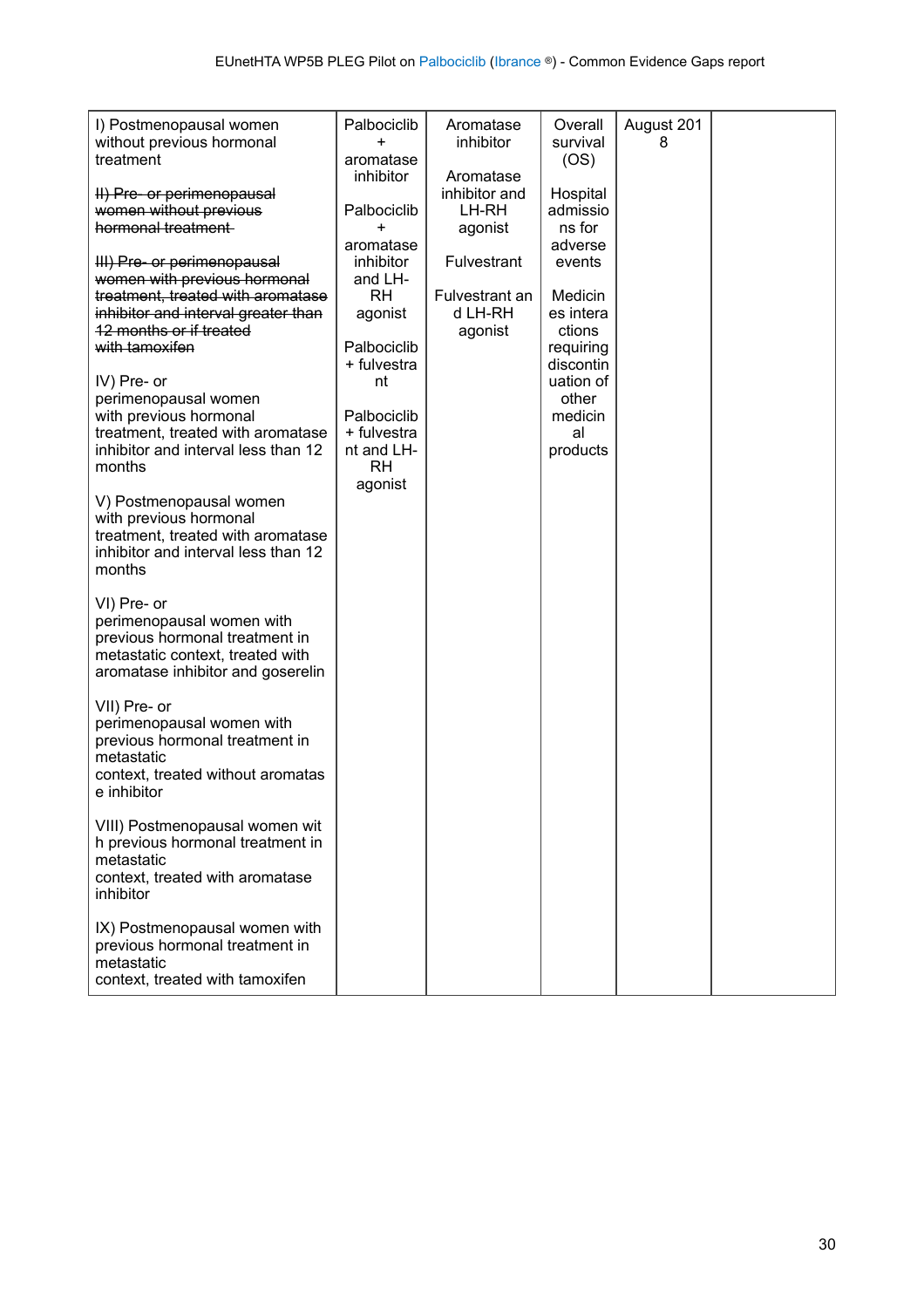| | | | | | |
|---|---|---|---|---|---|
| I) Postmenopausal women without previous hormonal treatment<br><br>~~II) Pre- or perimenopausal women without previous hormonal treatment~~<br><br>~~III) Pre- or perimenopausal women with previous hormonal treatment, treated with aromatase inhibitor and interval greater than 12 months or if treated with tamoxifen~~<br><br>IV) Pre- or perimenopausal women with previous hormonal treatment, treated with aromatase inhibitor and interval less than 12 months<br><br>V) Postmenopausal women with previous hormonal treatment, treated with aromatase inhibitor and interval less than 12 months<br><br>VI) Pre- or perimenopausal women with previous hormonal treatment in metastatic context, treated with aromatase inhibitor and goserelin<br><br>VII) Pre- or perimenopausal women with previous hormonal treatment in metastatic context, treated without aromatase inhibitor<br><br>VIII) Postmenopausal women with previous hormonal treatment in metastatic context, treated with aromatase inhibitor<br><br>IX) Postmenopausal women with previous hormonal treatment in metastatic context, treated with tamoxifen | Palbociclib + aromatase inhibitor<br><br>Palbociclib + aromatase inhibitor and LH-RH agonist<br><br>Palbociclib + fulvestrant<br><br>Palbociclib + fulvestrant and LH-RH agonist | Aromatase inhibitor<br><br>Aromatase inhibitor and LH-RH agonist<br><br>Fulvestrant<br><br>Fulvestrant and LH-RH agonist | Overall survival (OS)<br><br>Hospital admissions for adverse events<br><br>Medicines interactions requiring discontinuation of other medicinal products | August 2018 | |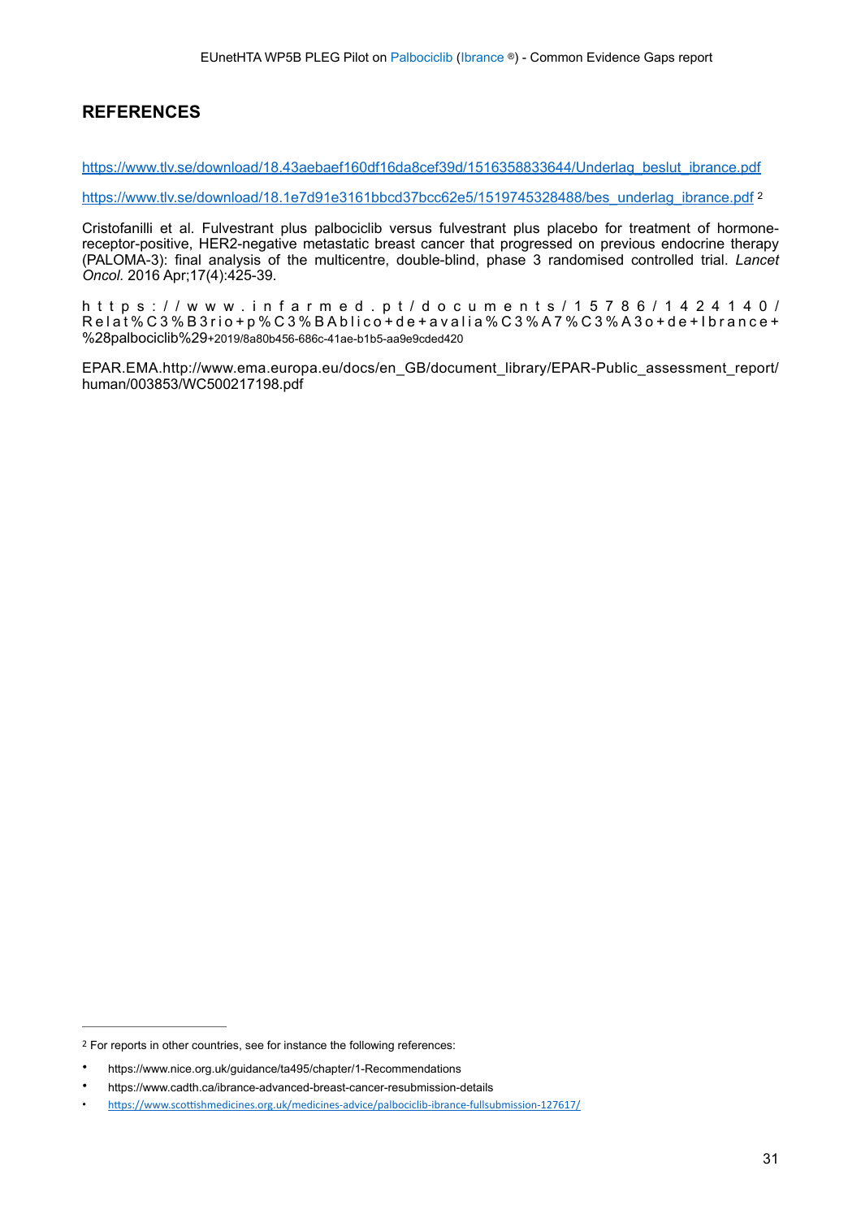## REFERENCES

https://www.tlv.se/download/18.43aebaef160df16da8cef39d/1516358833644/Underlag_beslut_ibrance.pdf

https://www.tlv.se/download/18.1e7d91e3161bbcd37bcc62e5/1519745328488/bes_underlag_ibrance.pdf [2]

Cristofanilli et al. Fulvestrant plus palbociclib versus fulvestrant plus placebo for treatment of hormone-receptor-positive, HER2-negative metastatic breast cancer that progressed on previous endocrine therapy (PALOMA-3): final analysis of the multicentre, double-blind, phase 3 randomised controlled trial. *Lancet Oncol.* 2016 Apr;17(4):425-39.

https://www.infarmed.pt/documents/15786/1424140/Relat%C3%B3rio+p%C3%BAblico+de+avalia%C3%A7%C3%A3o+de+Ibrance+%28palbociclib%29+2019/8a80b456-686c-41ae-b1b5-aa9e9cded420

EPAR.EMA.http://www.ema.europa.eu/docs/en_GB/document_library/EPAR-Public_assessment_report/human/003853/WC500217198.pdf

---

[2] For reports in other countries, see for instance the following references:

- https://www.nice.org.uk/guidance/ta495/chapter/1-Recommendations
- https://www.cadth.ca/ibrance-advanced-breast-cancer-resubmission-details
- https://www.scottishmedicines.org.uk/medicines-advice/palbociclib-ibrance-fullsubmission-127617/